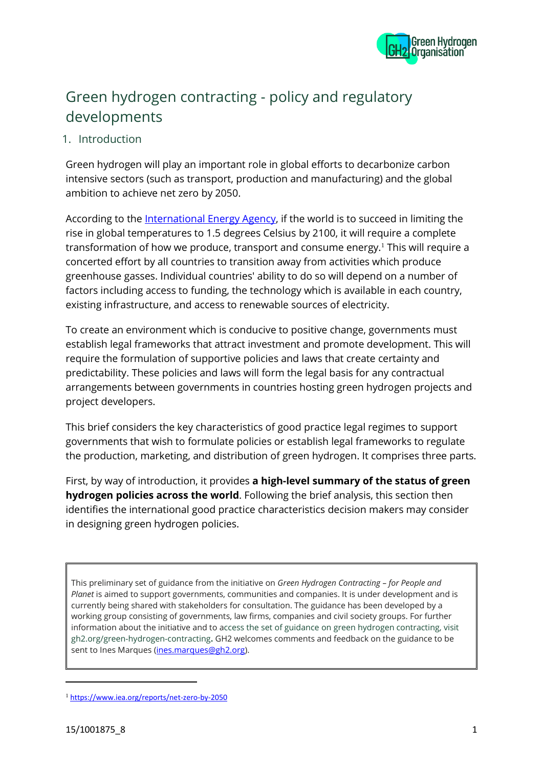# Green hydrogen contracting - policy and regulatory developments

## 1. Introduction

Green hydrogen will play an important role in global efforts to decarbonize carbon intensive sectors (such as transport, production and manufacturing) and the global ambition to achieve net zero by 2050.

According to the International Energy Agency, if the world is to succeed in limiting the rise in global temperatures to 1.5 degrees Celsius by 2100, it will require a complete transformation of how we produce, transport and consume energy.[1] This will require a concerted effort by all countries to transition away from activities which produce greenhouse gasses. Individual countries' ability to do so will depend on a number of factors including access to funding, the technology which is available in each country, existing infrastructure, and access to renewable sources of electricity.

To create an environment which is conducive to positive change, governments must establish legal frameworks that attract investment and promote development. This will require the formulation of supportive policies and laws that create certainty and predictability. These policies and laws will form the legal basis for any contractual arrangements between governments in countries hosting green hydrogen projects and project developers.

This brief considers the key characteristics of good practice legal regimes to support governments that wish to formulate policies or establish legal frameworks to regulate the production, marketing, and distribution of green hydrogen. It comprises three parts.

First, by way of introduction, it provides **a high-level summary of the status of green hydrogen policies across the world**. Following the brief analysis, this section then identifies the international good practice characteristics decision makers may consider in designing green hydrogen policies.

> This preliminary set of guidance from the initiative on *Green Hydrogen Contracting – for People and Planet* is aimed to support governments, communities and companies. It is under development and is currently being shared with stakeholders for consultation. The guidance has been developed by a working group consisting of governments, law firms, companies and civil society groups. For further information about the initiative and to access the set of guidance on green hydrogen contracting, visit gh2.org/green-hydrogen-contracting. GH2 welcomes comments and feedback on the guidance to be sent to Ines Marques (ines.marques@gh2.org).

[1] https://www.iea.org/reports/net-zero-by-2050

15/1001875_8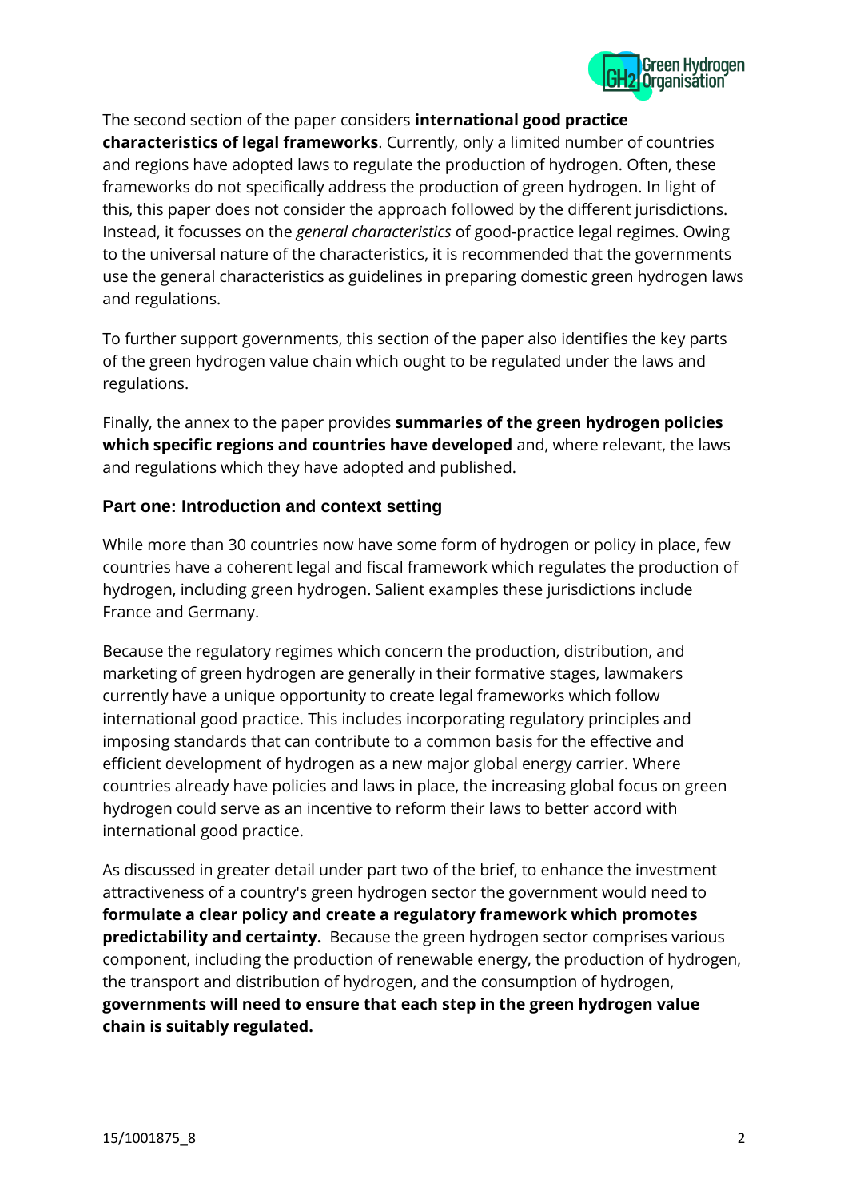The second section of the paper considers **international good practice characteristics of legal frameworks**. Currently, only a limited number of countries and regions have adopted laws to regulate the production of hydrogen. Often, these frameworks do not specifically address the production of green hydrogen. In light of this, this paper does not consider the approach followed by the different jurisdictions. Instead, it focusses on the *general characteristics* of good-practice legal regimes. Owing to the universal nature of the characteristics, it is recommended that the governments use the general characteristics as guidelines in preparing domestic green hydrogen laws and regulations.

To further support governments, this section of the paper also identifies the key parts of the green hydrogen value chain which ought to be regulated under the laws and regulations.

Finally, the annex to the paper provides **summaries of the green hydrogen policies which specific regions and countries have developed** and, where relevant, the laws and regulations which they have adopted and published.

### Part one: Introduction and context setting

While more than 30 countries now have some form of hydrogen or policy in place, few countries have a coherent legal and fiscal framework which regulates the production of hydrogen, including green hydrogen. Salient examples these jurisdictions include France and Germany.

Because the regulatory regimes which concern the production, distribution, and marketing of green hydrogen are generally in their formative stages, lawmakers currently have a unique opportunity to create legal frameworks which follow international good practice. This includes incorporating regulatory principles and imposing standards that can contribute to a common basis for the effective and efficient development of hydrogen as a new major global energy carrier. Where countries already have policies and laws in place, the increasing global focus on green hydrogen could serve as an incentive to reform their laws to better accord with international good practice.

As discussed in greater detail under part two of the brief, to enhance the investment attractiveness of a country's green hydrogen sector the government would need to **formulate a clear policy and create a regulatory framework which promotes predictability and certainty.** Because the green hydrogen sector comprises various component, including the production of renewable energy, the production of hydrogen, the transport and distribution of hydrogen, and the consumption of hydrogen, **governments will need to ensure that each step in the green hydrogen value chain is suitably regulated.**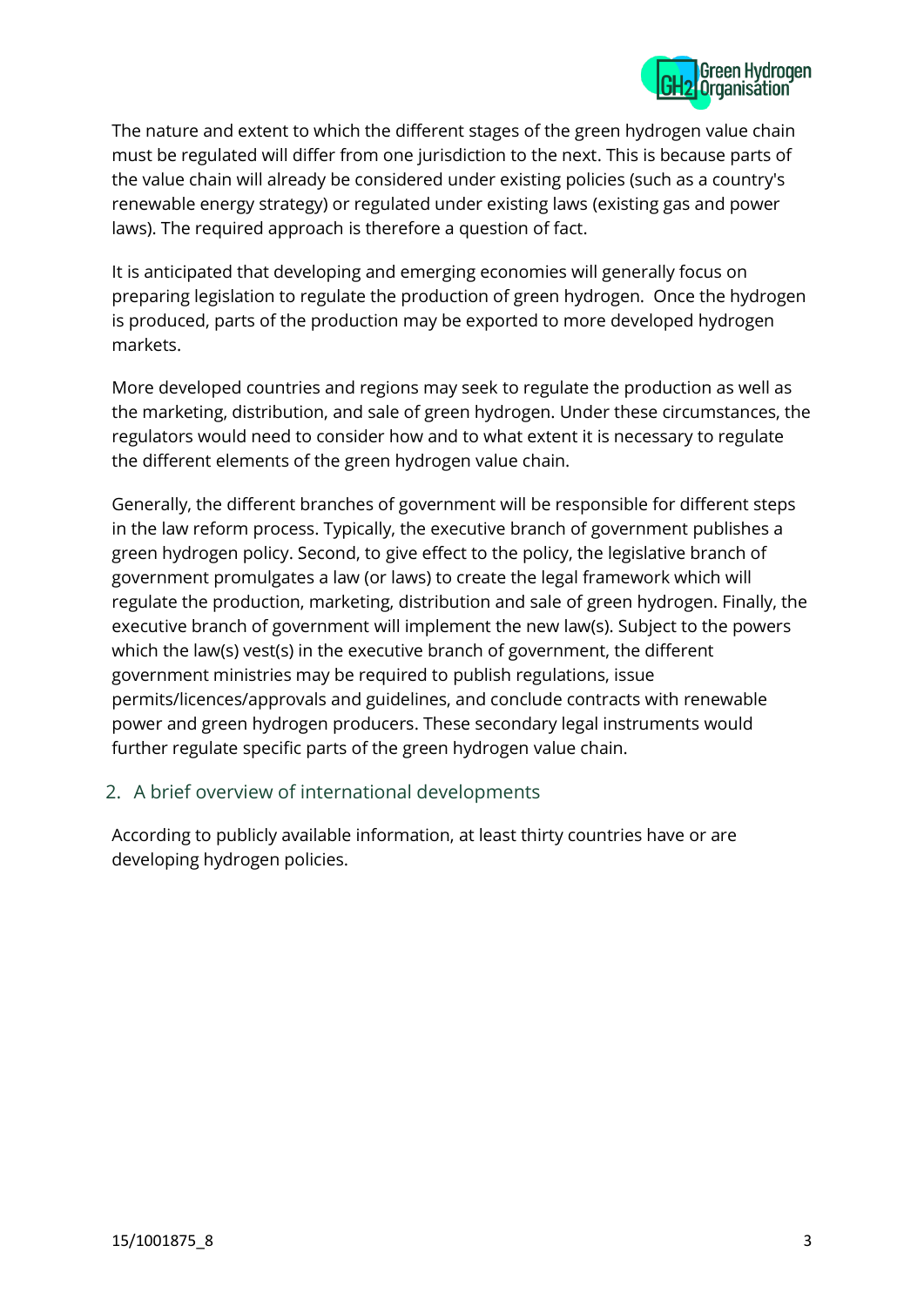The nature and extent to which the different stages of the green hydrogen value chain must be regulated will differ from one jurisdiction to the next. This is because parts of the value chain will already be considered under existing policies (such as a country's renewable energy strategy) or regulated under existing laws (existing gas and power laws). The required approach is therefore a question of fact.

It is anticipated that developing and emerging economies will generally focus on preparing legislation to regulate the production of green hydrogen. Once the hydrogen is produced, parts of the production may be exported to more developed hydrogen markets.

More developed countries and regions may seek to regulate the production as well as the marketing, distribution, and sale of green hydrogen. Under these circumstances, the regulators would need to consider how and to what extent it is necessary to regulate the different elements of the green hydrogen value chain.

Generally, the different branches of government will be responsible for different steps in the law reform process. Typically, the executive branch of government publishes a green hydrogen policy. Second, to give effect to the policy, the legislative branch of government promulgates a law (or laws) to create the legal framework which will regulate the production, marketing, distribution and sale of green hydrogen. Finally, the executive branch of government will implement the new law(s). Subject to the powers which the law(s) vest(s) in the executive branch of government, the different government ministries may be required to publish regulations, issue permits/licences/approvals and guidelines, and conclude contracts with renewable power and green hydrogen producers. These secondary legal instruments would further regulate specific parts of the green hydrogen value chain.

## 2. A brief overview of international developments

According to publicly available information, at least thirty countries have or are developing hydrogen policies.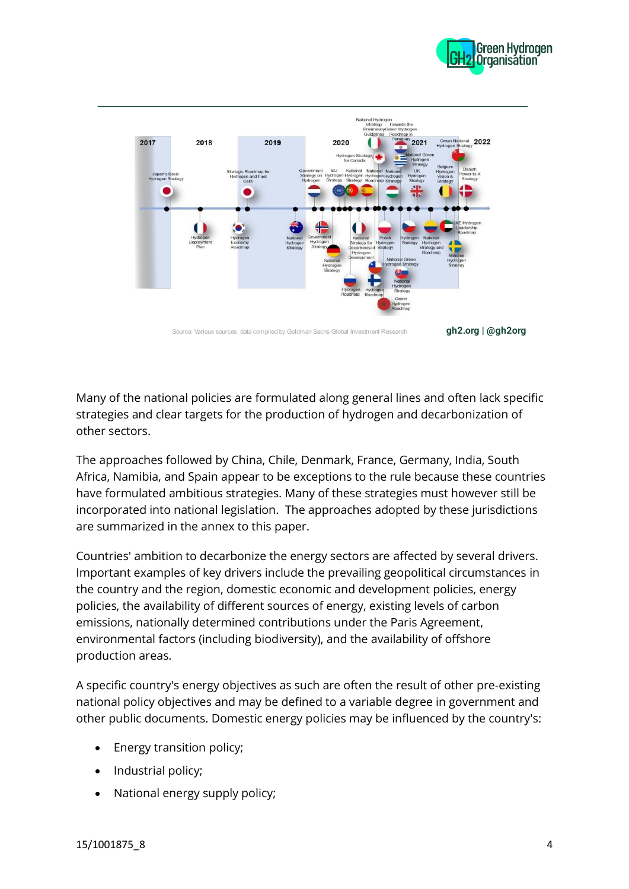Source: Various sources; data compiled by Goldman Sachs Global Investment Research

Many of the national policies are formulated along general lines and often lack specific strategies and clear targets for the production of hydrogen and decarbonization of other sectors.

The approaches followed by China, Chile, Denmark, France, Germany, India, South Africa, Namibia, and Spain appear to be exceptions to the rule because these countries have formulated ambitious strategies. Many of these strategies must however still be incorporated into national legislation. The approaches adopted by these jurisdictions are summarized in the annex to this paper.

Countries' ambition to decarbonize the energy sectors are affected by several drivers. Important examples of key drivers include the prevailing geopolitical circumstances in the country and the region, domestic economic and development policies, energy policies, the availability of different sources of energy, existing levels of carbon emissions, nationally determined contributions under the Paris Agreement, environmental factors (including biodiversity), and the availability of offshore production areas.

A specific country's energy objectives as such are often the result of other pre-existing national policy objectives and may be defined to a variable degree in government and other public documents. Domestic energy policies may be influenced by the country's:

- Energy transition policy;
- Industrial policy;
- National energy supply policy;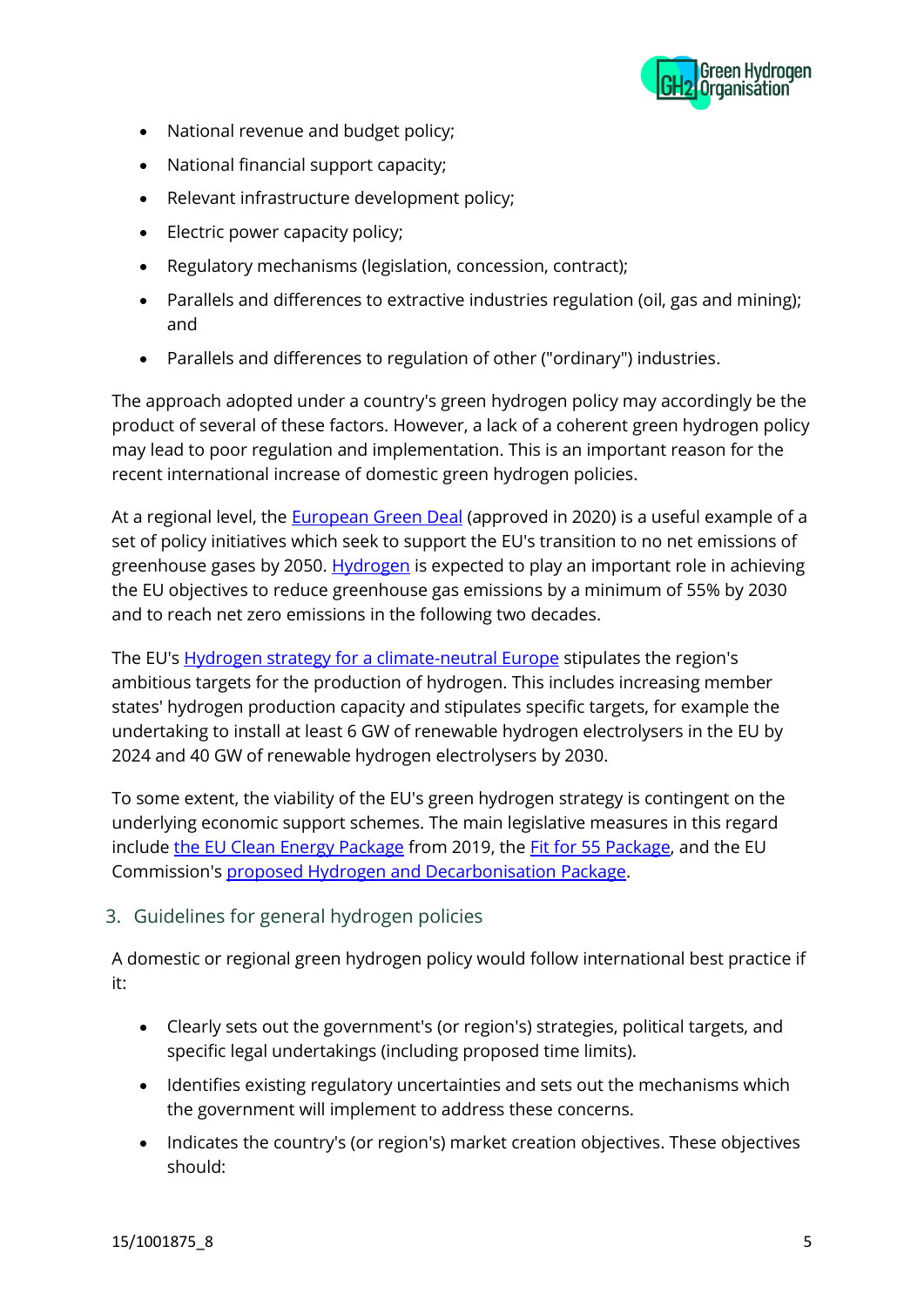- National revenue and budget policy;
- National financial support capacity;
- Relevant infrastructure development policy;
- Electric power capacity policy;
- Regulatory mechanisms (legislation, concession, contract);
- Parallels and differences to extractive industries regulation (oil, gas and mining); and
- Parallels and differences to regulation of other ("ordinary") industries.

The approach adopted under a country's green hydrogen policy may accordingly be the product of several of these factors. However, a lack of a coherent green hydrogen policy may lead to poor regulation and implementation. This is an important reason for the recent international increase of domestic green hydrogen policies.

At a regional level, the European Green Deal (approved in 2020) is a useful example of a set of policy initiatives which seek to support the EU's transition to no net emissions of greenhouse gases by 2050. Hydrogen is expected to play an important role in achieving the EU objectives to reduce greenhouse gas emissions by a minimum of 55% by 2030 and to reach net zero emissions in the following two decades.

The EU's Hydrogen strategy for a climate-neutral Europe stipulates the region's ambitious targets for the production of hydrogen. This includes increasing member states' hydrogen production capacity and stipulates specific targets, for example the undertaking to install at least 6 GW of renewable hydrogen electrolysers in the EU by 2024 and 40 GW of renewable hydrogen electrolysers by 2030.

To some extent, the viability of the EU's green hydrogen strategy is contingent on the underlying economic support schemes. The main legislative measures in this regard include the EU Clean Energy Package from 2019, the Fit for 55 Package, and the EU Commission's proposed Hydrogen and Decarbonisation Package.

## 3. Guidelines for general hydrogen policies

A domestic or regional green hydrogen policy would follow international best practice if it:

- Clearly sets out the government's (or region's) strategies, political targets, and specific legal undertakings (including proposed time limits).
- Identifies existing regulatory uncertainties and sets out the mechanisms which the government will implement to address these concerns.
- Indicates the country's (or region's) market creation objectives. These objectives should: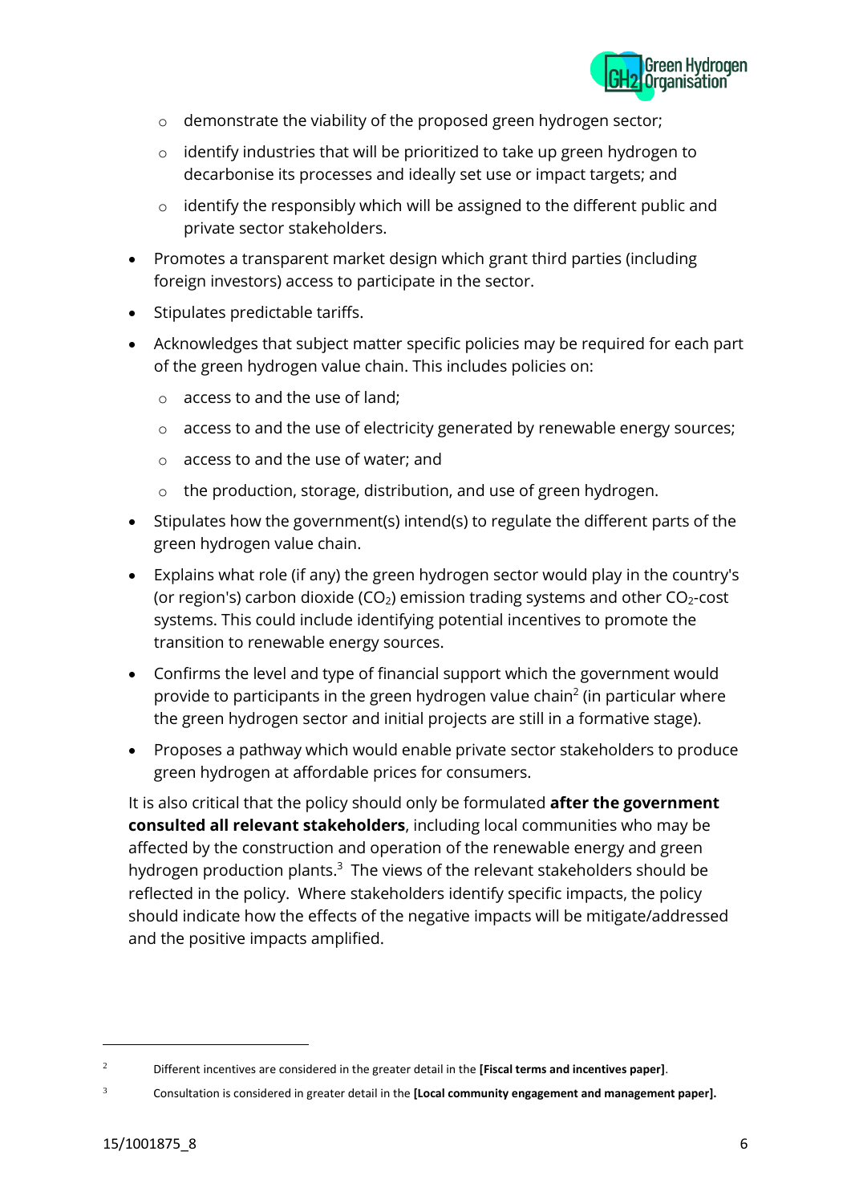- demonstrate the viability of the proposed green hydrogen sector;
  - identify industries that will be prioritized to take up green hydrogen to decarbonise its processes and ideally set use or impact targets; and
  - identify the responsibly which will be assigned to the different public and private sector stakeholders.
- Promotes a transparent market design which grant third parties (including foreign investors) access to participate in the sector.
- Stipulates predictable tariffs.
- Acknowledges that subject matter specific policies may be required for each part of the green hydrogen value chain. This includes policies on:
  - access to and the use of land;
  - access to and the use of electricity generated by renewable energy sources;
  - access to and the use of water; and
  - the production, storage, distribution, and use of green hydrogen.
- Stipulates how the government(s) intend(s) to regulate the different parts of the green hydrogen value chain.
- Explains what role (if any) the green hydrogen sector would play in the country's (or region's) carbon dioxide ($CO_2$) emission trading systems and other $CO_2$-cost systems. This could include identifying potential incentives to promote the transition to renewable energy sources.
- Confirms the level and type of financial support which the government would provide to participants in the green hydrogen value chain[2] (in particular where the green hydrogen sector and initial projects are still in a formative stage).
- Proposes a pathway which would enable private sector stakeholders to produce green hydrogen at affordable prices for consumers.

It is also critical that the policy should only be formulated **after the government consulted all relevant stakeholders**, including local communities who may be affected by the construction and operation of the renewable energy and green hydrogen production plants.[3] The views of the relevant stakeholders should be reflected in the policy. Where stakeholders identify specific impacts, the policy should indicate how the effects of the negative impacts will be mitigate/addressed and the positive impacts amplified.

---

[2] Different incentives are considered in the greater detail in the **[Fiscal terms and incentives paper]**.

[3] Consultation is considered in greater detail in the **[Local community engagement and management paper].**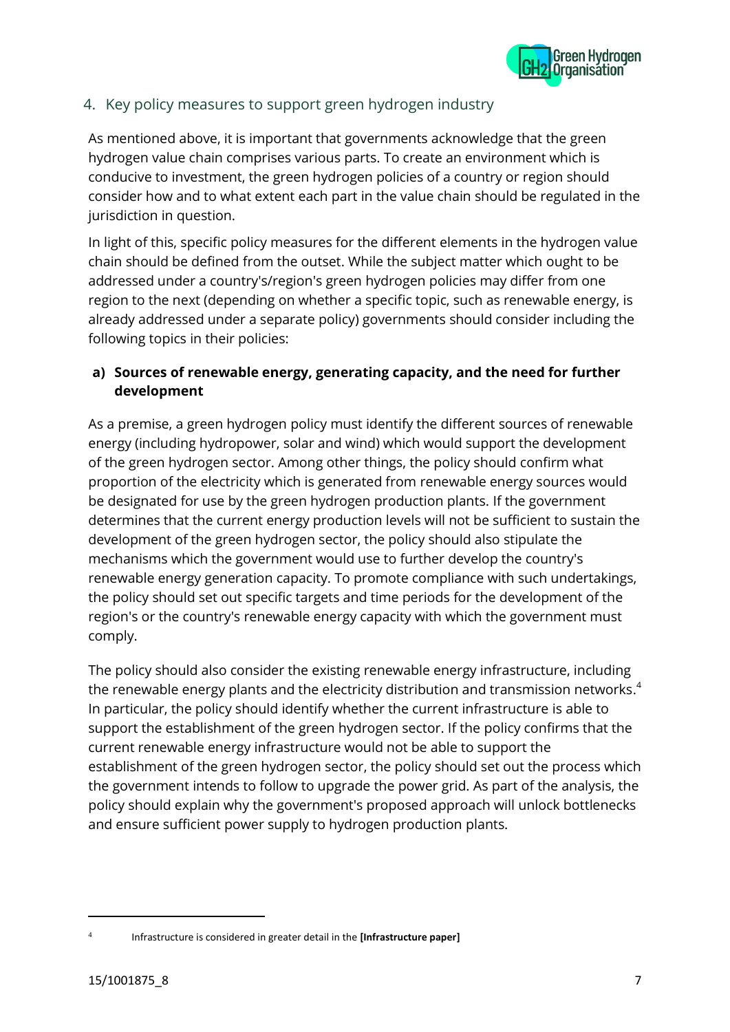## 4. Key policy measures to support green hydrogen industry

As mentioned above, it is important that governments acknowledge that the green hydrogen value chain comprises various parts. To create an environment which is conducive to investment, the green hydrogen policies of a country or region should consider how and to what extent each part in the value chain should be regulated in the jurisdiction in question.

In light of this, specific policy measures for the different elements in the hydrogen value chain should be defined from the outset. While the subject matter which ought to be addressed under a country's/region's green hydrogen policies may differ from one region to the next (depending on whether a specific topic, such as renewable energy, is already addressed under a separate policy) governments should consider including the following topics in their policies:

### a) Sources of renewable energy, generating capacity, and the need for further development

As a premise, a green hydrogen policy must identify the different sources of renewable energy (including hydropower, solar and wind) which would support the development of the green hydrogen sector. Among other things, the policy should confirm what proportion of the electricity which is generated from renewable energy sources would be designated for use by the green hydrogen production plants. If the government determines that the current energy production levels will not be sufficient to sustain the development of the green hydrogen sector, the policy should also stipulate the mechanisms which the government would use to further develop the country's renewable energy generation capacity. To promote compliance with such undertakings, the policy should set out specific targets and time periods for the development of the region's or the country's renewable energy capacity with which the government must comply.

The policy should also consider the existing renewable energy infrastructure, including the renewable energy plants and the electricity distribution and transmission networks.[4] In particular, the policy should identify whether the current infrastructure is able to support the establishment of the green hydrogen sector. If the policy confirms that the current renewable energy infrastructure would not be able to support the establishment of the green hydrogen sector, the policy should set out the process which the government intends to follow to upgrade the power grid. As part of the analysis, the policy should explain why the government's proposed approach will unlock bottlenecks and ensure sufficient power supply to hydrogen production plants.

---

[4] Infrastructure is considered in greater detail in the **[Infrastructure paper]**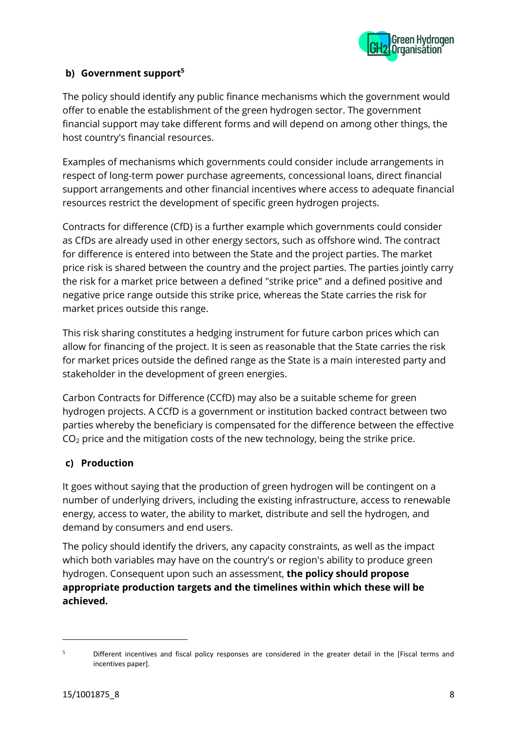### b) Government support[5]

The policy should identify any public finance mechanisms which the government would offer to enable the establishment of the green hydrogen sector. The government financial support may take different forms and will depend on among other things, the host country's financial resources.

Examples of mechanisms which governments could consider include arrangements in respect of long-term power purchase agreements, concessional loans, direct financial support arrangements and other financial incentives where access to adequate financial resources restrict the development of specific green hydrogen projects.

Contracts for difference (CfD) is a further example which governments could consider as CfDs are already used in other energy sectors, such as offshore wind. The contract for difference is entered into between the State and the project parties. The market price risk is shared between the country and the project parties. The parties jointly carry the risk for a market price between a defined "strike price" and a defined positive and negative price range outside this strike price, whereas the State carries the risk for market prices outside this range.

This risk sharing constitutes a hedging instrument for future carbon prices which can allow for financing of the project. It is seen as reasonable that the State carries the risk for market prices outside the defined range as the State is a main interested party and stakeholder in the development of green energies.

Carbon Contracts for Difference (CCfD) may also be a suitable scheme for green hydrogen projects. A CCfD is a government or institution backed contract between two parties whereby the beneficiary is compensated for the difference between the effective $CO_2$ price and the mitigation costs of the new technology, being the strike price.

### c) Production

It goes without saying that the production of green hydrogen will be contingent on a number of underlying drivers, including the existing infrastructure, access to renewable energy, access to water, the ability to market, distribute and sell the hydrogen, and demand by consumers and end users.

The policy should identify the drivers, any capacity constraints, as well as the impact which both variables may have on the country's or region's ability to produce green hydrogen. Consequent upon such an assessment, **the policy should propose appropriate production targets and the timelines within which these will be achieved.**

---

[5] Different incentives and fiscal policy responses are considered in the greater detail in the [Fiscal terms and incentives paper].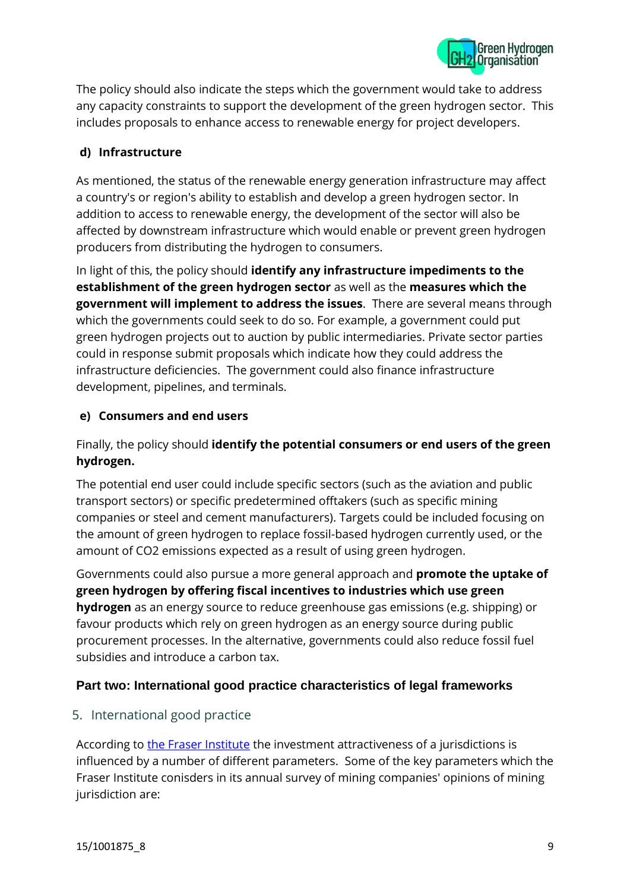The policy should also indicate the steps which the government would take to address any capacity constraints to support the development of the green hydrogen sector. This includes proposals to enhance access to renewable energy for project developers.

#### d) Infrastructure

As mentioned, the status of the renewable energy generation infrastructure may affect a country's or region's ability to establish and develop a green hydrogen sector. In addition to access to renewable energy, the development of the sector will also be affected by downstream infrastructure which would enable or prevent green hydrogen producers from distributing the hydrogen to consumers.

In light of this, the policy should **identify any infrastructure impediments to the establishment of the green hydrogen sector** as well as the **measures which the government will implement to address the issues**. There are several means through which the governments could seek to do so. For example, a government could put green hydrogen projects out to auction by public intermediaries. Private sector parties could in response submit proposals which indicate how they could address the infrastructure deficiencies. The government could also finance infrastructure development, pipelines, and terminals.

#### e) Consumers and end users

Finally, the policy should **identify the potential consumers or end users of the green hydrogen.**

The potential end user could include specific sectors (such as the aviation and public transport sectors) or specific predetermined offtakers (such as specific mining companies or steel and cement manufacturers). Targets could be included focusing on the amount of green hydrogen to replace fossil-based hydrogen currently used, or the amount of $CO_2$ emissions expected as a result of using green hydrogen.

Governments could also pursue a more general approach and **promote the uptake of green hydrogen by offering fiscal incentives to industries which use green hydrogen** as an energy source to reduce greenhouse gas emissions (e.g. shipping) or favour products which rely on green hydrogen as an energy source during public procurement processes. In the alternative, governments could also reduce fossil fuel subsidies and introduce a carbon tax.

## Part two: International good practice characteristics of legal frameworks

### 5. International good practice

According to [the Fraser Institute] the investment attractiveness of a jurisdictions is influenced by a number of different parameters. Some of the key parameters which the Fraser Institute conisders in its annual survey of mining companies' opinions of mining jurisdiction are: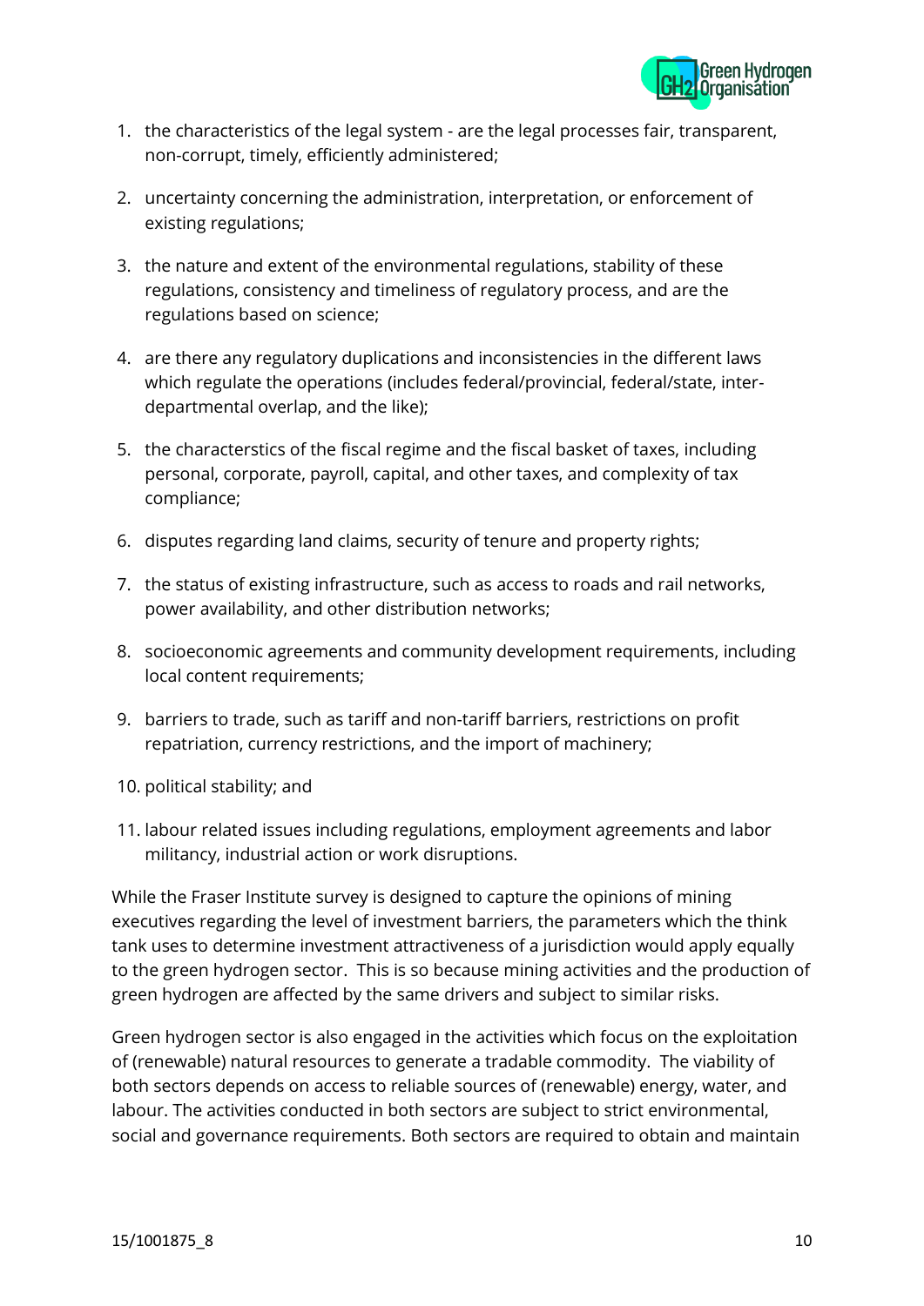1. the characteristics of the legal system - are the legal processes fair, transparent, non-corrupt, timely, efficiently administered;

2. uncertainty concerning the administration, interpretation, or enforcement of existing regulations;

3. the nature and extent of the environmental regulations, stability of these regulations, consistency and timeliness of regulatory process, and are the regulations based on science;

4. are there any regulatory duplications and inconsistencies in the different laws which regulate the operations (includes federal/provincial, federal/state, inter-departmental overlap, and the like);

5. the characterstics of the fiscal regime and the fiscal basket of taxes, including personal, corporate, payroll, capital, and other taxes, and complexity of tax compliance;

6. disputes regarding land claims, security of tenure and property rights;

7. the status of existing infrastructure, such as access to roads and rail networks, power availability, and other distribution networks;

8. socioeconomic agreements and community development requirements, including local content requirements;

9. barriers to trade, such as tariff and non-tariff barriers, restrictions on profit repatriation, currency restrictions, and the import of machinery;

10. political stability; and

11. labour related issues including regulations, employment agreements and labor militancy, industrial action or work disruptions.

While the Fraser Institute survey is designed to capture the opinions of mining executives regarding the level of investment barriers, the parameters which the think tank uses to determine investment attractiveness of a jurisdiction would apply equally to the green hydrogen sector. This is so because mining activities and the production of green hydrogen are affected by the same drivers and subject to similar risks.

Green hydrogen sector is also engaged in the activities which focus on the exploitation of (renewable) natural resources to generate a tradable commodity. The viability of both sectors depends on access to reliable sources of (renewable) energy, water, and labour. The activities conducted in both sectors are subject to strict environmental, social and governance requirements. Both sectors are required to obtain and maintain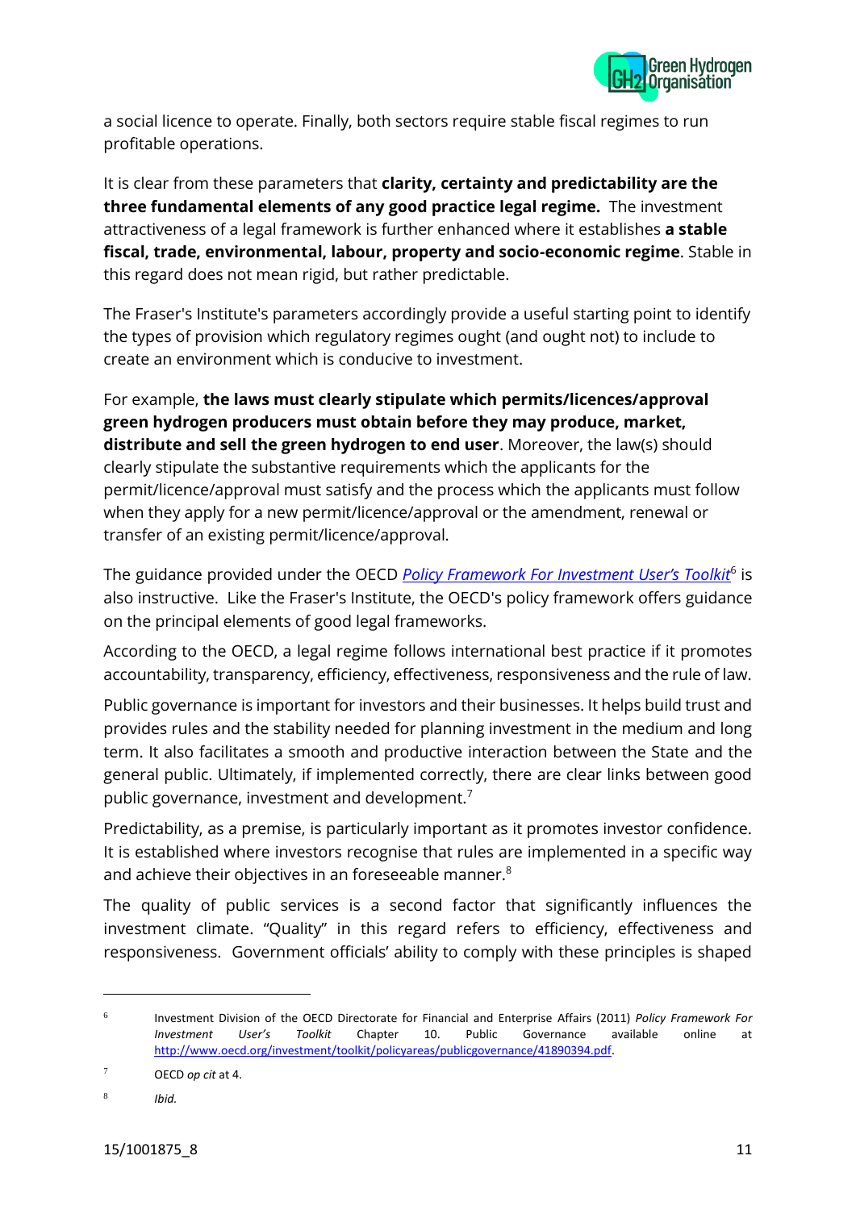a social licence to operate. Finally, both sectors require stable fiscal regimes to run profitable operations.

It is clear from these parameters that **clarity, certainty and predictability are the three fundamental elements of any good practice legal regime.** The investment attractiveness of a legal framework is further enhanced where it establishes **a stable fiscal, trade, environmental, labour, property and socio-economic regime**. Stable in this regard does not mean rigid, but rather predictable.

The Fraser's Institute's parameters accordingly provide a useful starting point to identify the types of provision which regulatory regimes ought (and ought not) to include to create an environment which is conducive to investment.

For example, **the laws must clearly stipulate which permits/licences/approval green hydrogen producers must obtain before they may produce, market, distribute and sell the green hydrogen to end user**. Moreover, the law(s) should clearly stipulate the substantive requirements which the applicants for the permit/licence/approval must satisfy and the process which the applicants must follow when they apply for a new permit/licence/approval or the amendment, renewal or transfer of an existing permit/licence/approval.

The guidance provided under the OECD *Policy Framework For Investment User's Toolkit*[6] is also instructive. Like the Fraser's Institute, the OECD's policy framework offers guidance on the principal elements of good legal frameworks.

According to the OECD, a legal regime follows international best practice if it promotes accountability, transparency, efficiency, effectiveness, responsiveness and the rule of law.

Public governance is important for investors and their businesses. It helps build trust and provides rules and the stability needed for planning investment in the medium and long term. It also facilitates a smooth and productive interaction between the State and the general public. Ultimately, if implemented correctly, there are clear links between good public governance, investment and development.[7]

Predictability, as a premise, is particularly important as it promotes investor confidence. It is established where investors recognise that rules are implemented in a specific way and achieve their objectives in an foreseeable manner.[8]

The quality of public services is a second factor that significantly influences the investment climate. "Quality" in this regard refers to efficiency, effectiveness and responsiveness. Government officials' ability to comply with these principles is shaped

---

[6] Investment Division of the OECD Directorate for Financial and Enterprise Affairs (2011) *Policy Framework For Investment User's Toolkit* Chapter 10. Public Governance available online at http://www.oecd.org/investment/toolkit/policyareas/publicgovernance/41890394.pdf.

[7] OECD *op cit* at 4.

[8] *Ibid.*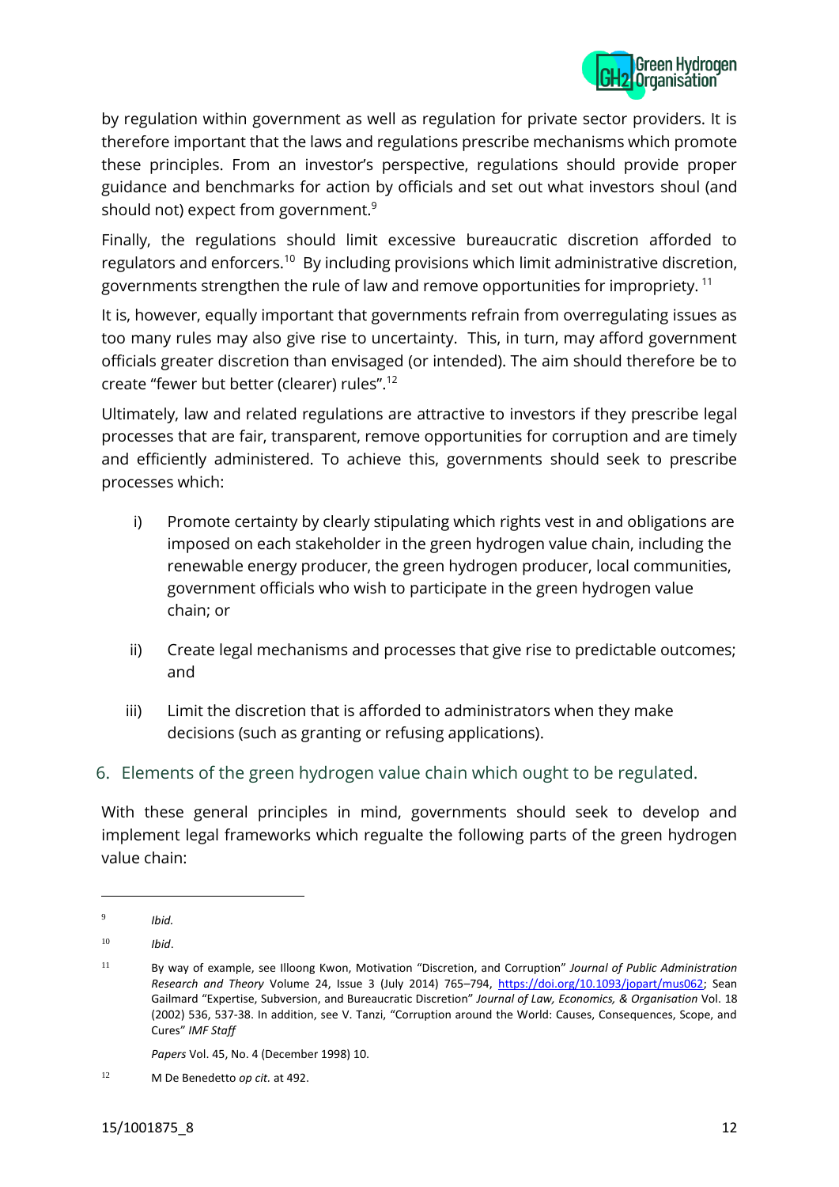by regulation within government as well as regulation for private sector providers. It is therefore important that the laws and regulations prescribe mechanisms which promote these principles. From an investor's perspective, regulations should provide proper guidance and benchmarks for action by officials and set out what investors shoul (and should not) expect from government.[9]

Finally, the regulations should limit excessive bureaucratic discretion afforded to regulators and enforcers.[10] By including provisions which limit administrative discretion, governments strengthen the rule of law and remove opportunities for impropriety.[11]

It is, however, equally important that governments refrain from overregulating issues as too many rules may also give rise to uncertainty. This, in turn, may afford government officials greater discretion than envisaged (or intended). The aim should therefore be to create "fewer but better (clearer) rules".[12]

Ultimately, law and related regulations are attractive to investors if they prescribe legal processes that are fair, transparent, remove opportunities for corruption and are timely and efficiently administered. To achieve this, governments should seek to prescribe processes which:

i) Promote certainty by clearly stipulating which rights vest in and obligations are imposed on each stakeholder in the green hydrogen value chain, including the renewable energy producer, the green hydrogen producer, local communities, government officials who wish to participate in the green hydrogen value chain; or

ii) Create legal mechanisms and processes that give rise to predictable outcomes; and

iii) Limit the discretion that is afforded to administrators when they make decisions (such as granting or refusing applications).

## 6. Elements of the green hydrogen value chain which ought to be regulated.

With these general principles in mind, governments should seek to develop and implement legal frameworks which regualte the following parts of the green hydrogen value chain:

---

[9] *Ibid.*

[10] *Ibid*.

[11] By way of example, see Illoong Kwon, Motivation "Discretion, and Corruption" *Journal of Public Administration Research and Theory* Volume 24, Issue 3 (July 2014) 765–794, https://doi.org/10.1093/jopart/mus062; Sean Gailmard "Expertise, Subversion, and Bureaucratic Discretion" *Journal of Law, Economics, & Organisation* Vol. 18 (2002) 536, 537-38. In addition, see V. Tanzi, "Corruption around the World: Causes, Consequences, Scope, and Cures" *IMF Staff Papers* Vol. 45, No. 4 (December 1998) 10.

[12] M De Benedetto *op cit.* at 492.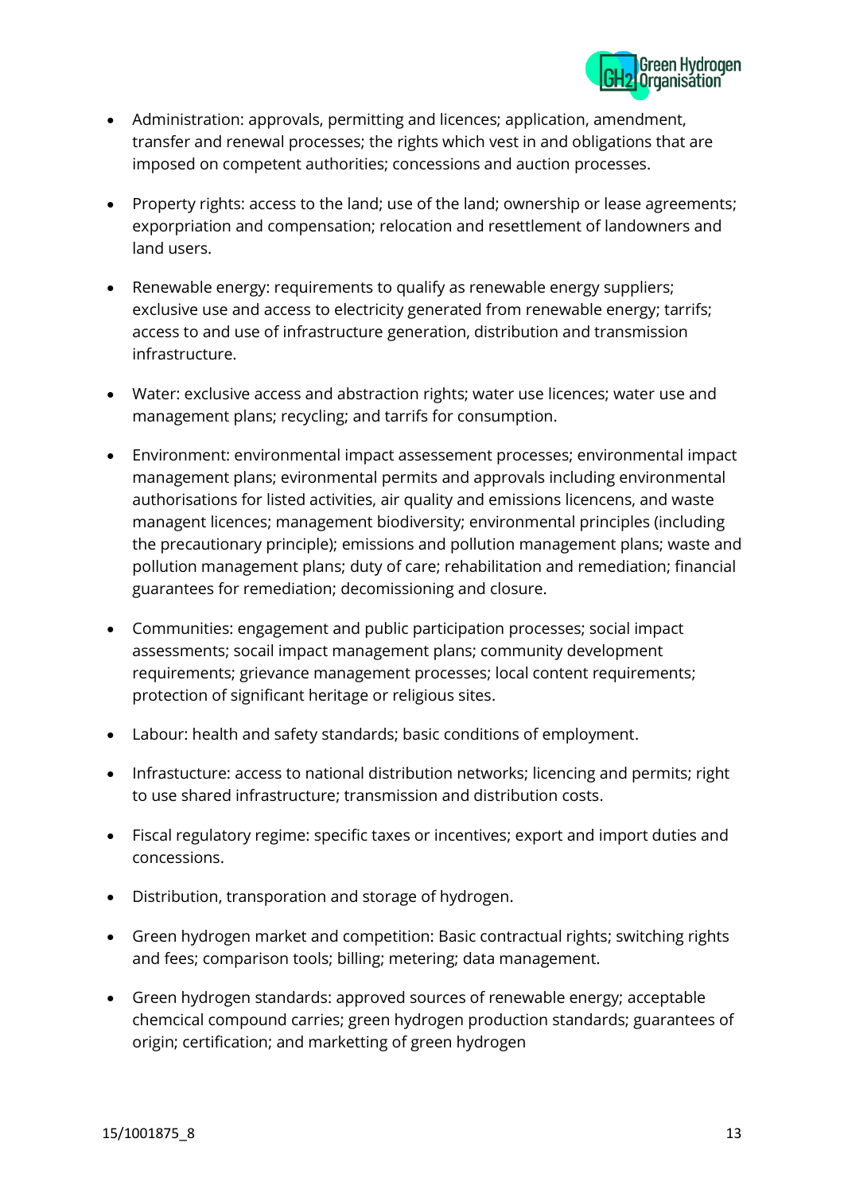- Administration: approvals, permitting and licences; application, amendment, transfer and renewal processes; the rights which vest in and obligations that are imposed on competent authorities; concessions and auction processes.

- Property rights: access to the land; use of the land; ownership or lease agreements; exporpriation and compensation; relocation and resettlement of landowners and land users.

- Renewable energy: requirements to qualify as renewable energy suppliers; exclusive use and access to electricity generated from renewable energy; tarrifs; access to and use of infrastructure generation, distribution and transmission infrastructure.

- Water: exclusive access and abstraction rights; water use licences; water use and management plans; recycling; and tarrifs for consumption.

- Environment: environmental impact assessement processes; environmental impact management plans; evironmental permits and approvals including environmental authorisations for listed activities, air quality and emissions licencens, and waste managent licences; management biodiversity; environmental principles (including the precautionary principle); emissions and pollution management plans; waste and pollution management plans; duty of care; rehabilitation and remediation; financial guarantees for remediation; decomissioning and closure.

- Communities: engagement and public participation processes; social impact assessments; socail impact management plans; community development requirements; grievance management processes; local content requirements; protection of significant heritage or religious sites.

- Labour: health and safety standards; basic conditions of employment.

- Infrastucture: access to national distribution networks; licencing and permits; right to use shared infrastructure; transmission and distribution costs.

- Fiscal regulatory regime: specific taxes or incentives; export and import duties and concessions.

- Distribution, transporation and storage of hydrogen.

- Green hydrogen market and competition: Basic contractual rights; switching rights and fees; comparison tools; billing; metering; data management.

- Green hydrogen standards: approved sources of renewable energy; acceptable chemcical compound carries; green hydrogen production standards; guarantees of origin; certification; and marketting of green hydrogen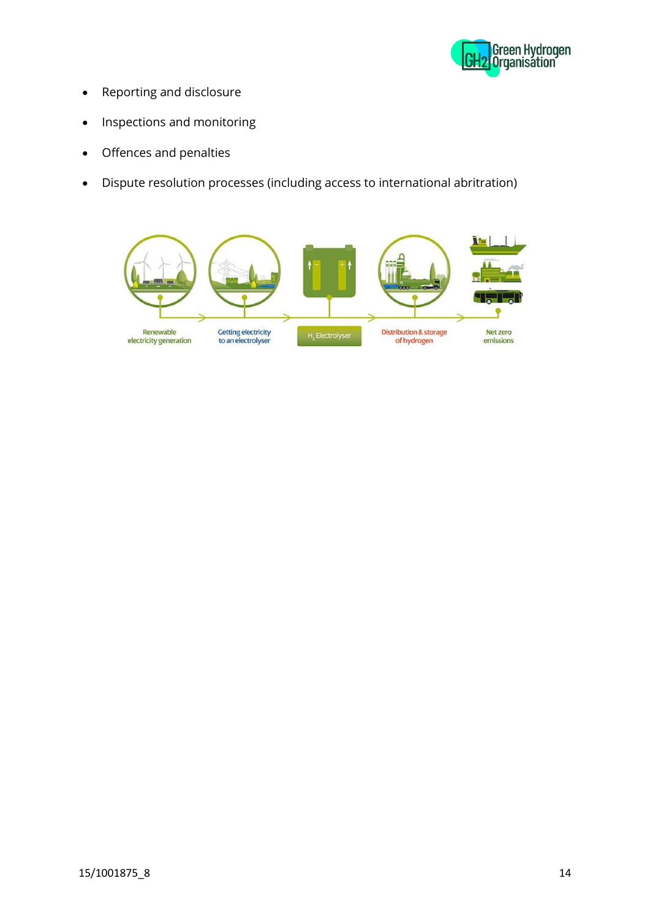- Reporting and disclosure
- Inspections and monitoring
- Offences and penalties
- Dispute resolution processes (including access to international abritration)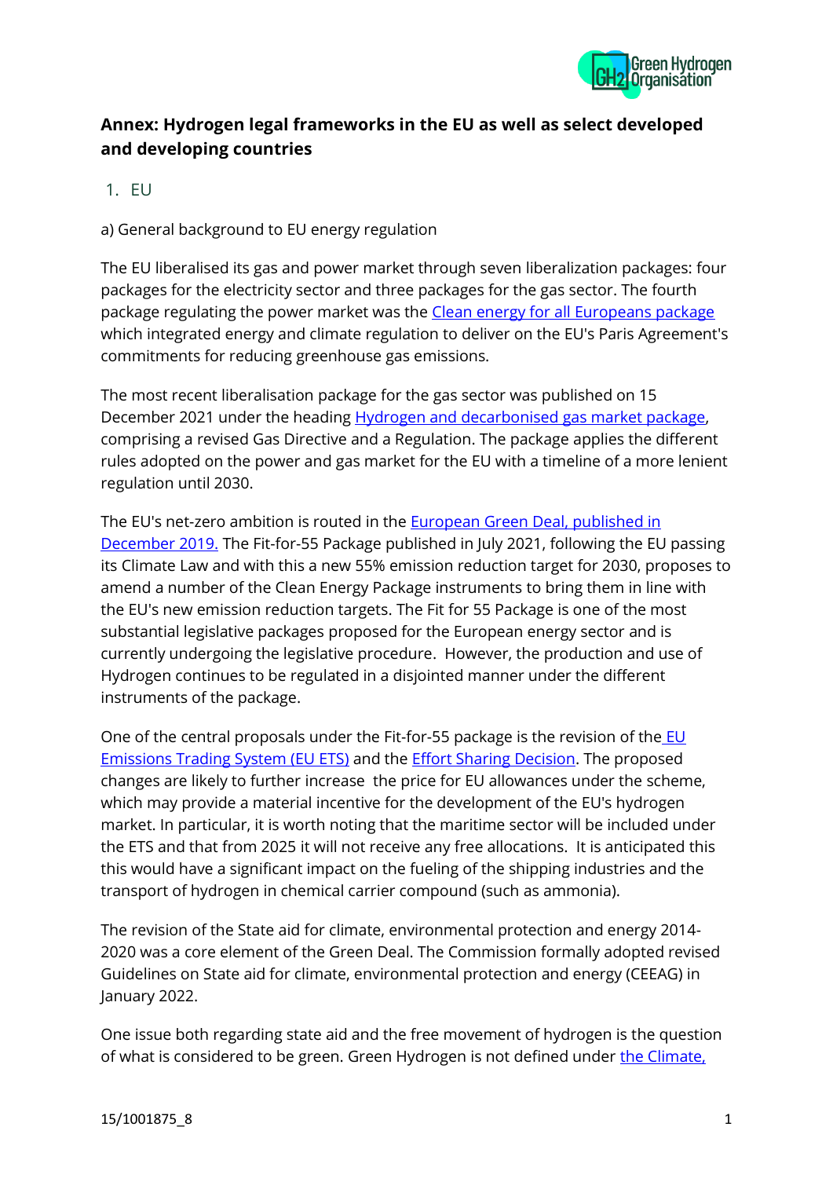## Annex: Hydrogen legal frameworks in the EU as well as select developed and developing countries

### 1. EU

a) General background to EU energy regulation

The EU liberalised its gas and power market through seven liberalization packages: four packages for the electricity sector and three packages for the gas sector. The fourth package regulating the power market was the Clean energy for all Europeans package which integrated energy and climate regulation to deliver on the EU's Paris Agreement's commitments for reducing greenhouse gas emissions.

The most recent liberalisation package for the gas sector was published on 15 December 2021 under the heading Hydrogen and decarbonised gas market package, comprising a revised Gas Directive and a Regulation. The package applies the different rules adopted on the power and gas market for the EU with a timeline of a more lenient regulation until 2030.

The EU's net-zero ambition is routed in the European Green Deal, published in December 2019. The Fit-for-55 Package published in July 2021, following the EU passing its Climate Law and with this a new 55% emission reduction target for 2030, proposes to amend a number of the Clean Energy Package instruments to bring them in line with the EU's new emission reduction targets. The Fit for 55 Package is one of the most substantial legislative packages proposed for the European energy sector and is currently undergoing the legislative procedure. However, the production and use of Hydrogen continues to be regulated in a disjointed manner under the different instruments of the package.

One of the central proposals under the Fit-for-55 package is the revision of the EU Emissions Trading System (EU ETS) and the Effort Sharing Decision. The proposed changes are likely to further increase the price for EU allowances under the scheme, which may provide a material incentive for the development of the EU's hydrogen market. In particular, it is worth noting that the maritime sector will be included under the ETS and that from 2025 it will not receive any free allocations. It is anticipated this this would have a significant impact on the fueling of the shipping industries and the transport of hydrogen in chemical carrier compound (such as ammonia).

The revision of the State aid for climate, environmental protection and energy 2014-2020 was a core element of the Green Deal. The Commission formally adopted revised Guidelines on State aid for climate, environmental protection and energy (CEEAG) in January 2022.

One issue both regarding state aid and the free movement of hydrogen is the question of what is considered to be green. Green Hydrogen is not defined under the Climate,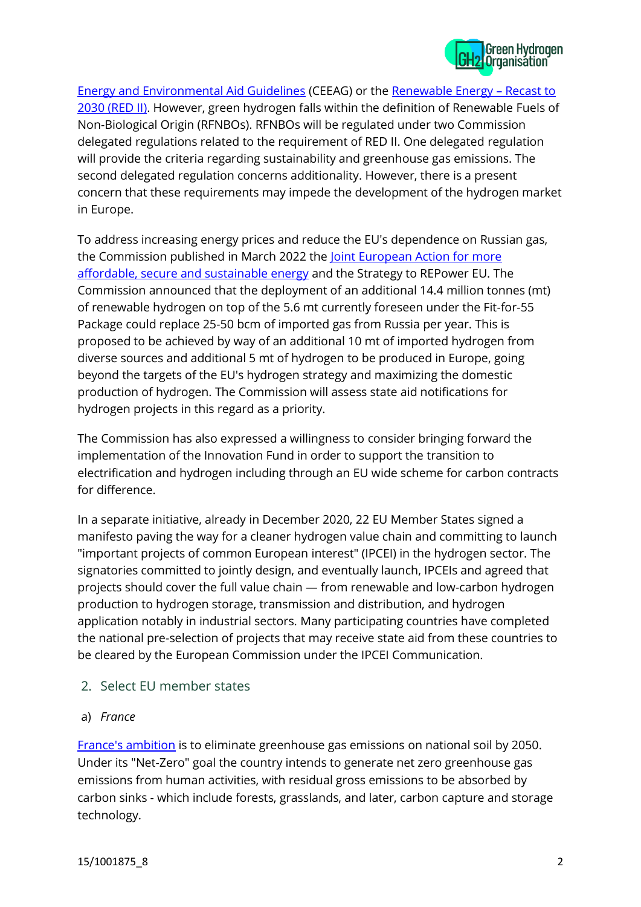[Energy and Environmental Aid Guidelines](#) (CEEAG) or the [Renewable Energy – Recast to 2030 (RED II)](#). However, green hydrogen falls within the definition of Renewable Fuels of Non-Biological Origin (RFNBOs). RFNBOs will be regulated under two Commission delegated regulations related to the requirement of RED II. One delegated regulation will provide the criteria regarding sustainability and greenhouse gas emissions. The second delegated regulation concerns additionality. However, there is a present concern that these requirements may impede the development of the hydrogen market in Europe.

To address increasing energy prices and reduce the EU's dependence on Russian gas, the Commission published in March 2022 the [Joint European Action for more affordable, secure and sustainable energy](#) and the Strategy to REPower EU. The Commission announced that the deployment of an additional 14.4 million tonnes (mt) of renewable hydrogen on top of the 5.6 mt currently foreseen under the Fit-for-55 Package could replace 25-50 bcm of imported gas from Russia per year. This is proposed to be achieved by way of an additional 10 mt of imported hydrogen from diverse sources and additional 5 mt of hydrogen to be produced in Europe, going beyond the targets of the EU's hydrogen strategy and maximizing the domestic production of hydrogen. The Commission will assess state aid notifications for hydrogen projects in this regard as a priority.

The Commission has also expressed a willingness to consider bringing forward the implementation of the Innovation Fund in order to support the transition to electrification and hydrogen including through an EU wide scheme for carbon contracts for difference.

In a separate initiative, already in December 2020, 22 EU Member States signed a manifesto paving the way for a cleaner hydrogen value chain and committing to launch "important projects of common European interest" (IPCEI) in the hydrogen sector. The signatories committed to jointly design, and eventually launch, IPCEIs and agreed that projects should cover the full value chain — from renewable and low-carbon hydrogen production to hydrogen storage, transmission and distribution, and hydrogen application notably in industrial sectors. Many participating countries have completed the national pre-selection of projects that may receive state aid from these countries to be cleared by the European Commission under the IPCEI Communication.

## 2. Select EU member states

### a) *France*

[France's ambition](#) is to eliminate greenhouse gas emissions on national soil by 2050. Under its "Net-Zero" goal the country intends to generate net zero greenhouse gas emissions from human activities, with residual gross emissions to be absorbed by carbon sinks - which include forests, grasslands, and later, carbon capture and storage technology.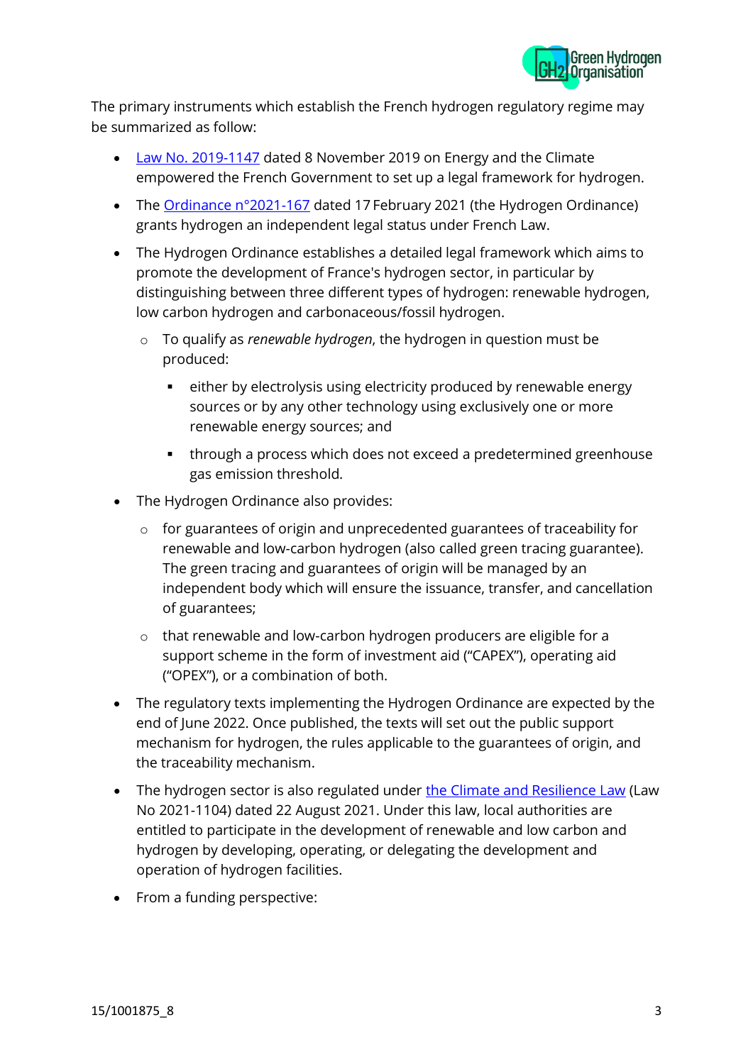The primary instruments which establish the French hydrogen regulatory regime may be summarized as follow:

- [Law No. 2019-1147](#) dated 8 November 2019 on Energy and the Climate empowered the French Government to set up a legal framework for hydrogen.
- The [Ordinance n°2021-167](#) dated 17 February 2021 (the Hydrogen Ordinance) grants hydrogen an independent legal status under French Law.
- The Hydrogen Ordinance establishes a detailed legal framework which aims to promote the development of France's hydrogen sector, in particular by distinguishing between three different types of hydrogen: renewable hydrogen, low carbon hydrogen and carbonaceous/fossil hydrogen.
    - To qualify as *renewable hydrogen*, the hydrogen in question must be produced:
        - either by electrolysis using electricity produced by renewable energy sources or by any other technology using exclusively one or more renewable energy sources; and
        - through a process which does not exceed a predetermined greenhouse gas emission threshold.
- The Hydrogen Ordinance also provides:
    - for guarantees of origin and unprecedented guarantees of traceability for renewable and low-carbon hydrogen (also called green tracing guarantee). The green tracing and guarantees of origin will be managed by an independent body which will ensure the issuance, transfer, and cancellation of guarantees;
    - that renewable and low-carbon hydrogen producers are eligible for a support scheme in the form of investment aid ("CAPEX"), operating aid ("OPEX"), or a combination of both.
- The regulatory texts implementing the Hydrogen Ordinance are expected by the end of June 2022. Once published, the texts will set out the public support mechanism for hydrogen, the rules applicable to the guarantees of origin, and the traceability mechanism.
- The hydrogen sector is also regulated under [the Climate and Resilience Law](#) (Law No 2021-1104) dated 22 August 2021. Under this law, local authorities are entitled to participate in the development of renewable and low carbon and hydrogen by developing, operating, or delegating the development and operation of hydrogen facilities.
- From a funding perspective: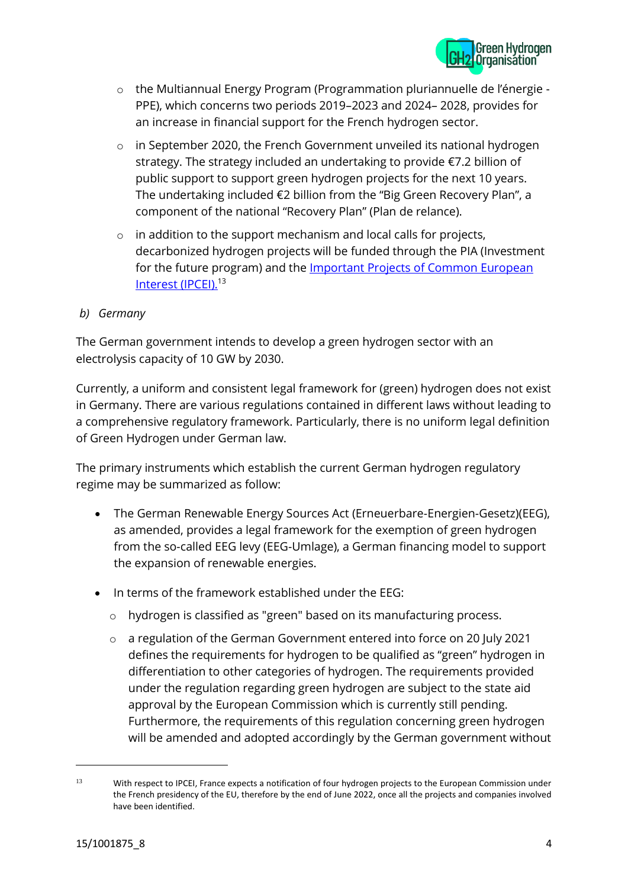- the Multiannual Energy Program (Programmation pluriannuelle de l'énergie - PPE), which concerns two periods 2019–2023 and 2024– 2028, provides for an increase in financial support for the French hydrogen sector.
- in September 2020, the French Government unveiled its national hydrogen strategy. The strategy included an undertaking to provide €7.2 billion of public support to support green hydrogen projects for the next 10 years. The undertaking included €2 billion from the "Big Green Recovery Plan", a component of the national "Recovery Plan" (Plan de relance).
- in addition to the support mechanism and local calls for projects, decarbonized hydrogen projects will be funded through the PIA (Investment for the future program) and the Important Projects of Common European Interest (IPCEI).[13]

*b) Germany*

The German government intends to develop a green hydrogen sector with an electrolysis capacity of 10 GW by 2030.

Currently, a uniform and consistent legal framework for (green) hydrogen does not exist in Germany. There are various regulations contained in different laws without leading to a comprehensive regulatory framework. Particularly, there is no uniform legal definition of Green Hydrogen under German law.

The primary instruments which establish the current German hydrogen regulatory regime may be summarized as follow:

- The German Renewable Energy Sources Act (Erneuerbare-Energien-Gesetz)(EEG), as amended, provides a legal framework for the exemption of green hydrogen from the so-called EEG levy (EEG-Umlage), a German financing model to support the expansion of renewable energies.
- In terms of the framework established under the EEG:
  - hydrogen is classified as "green" based on its manufacturing process.
  - a regulation of the German Government entered into force on 20 July 2021 defines the requirements for hydrogen to be qualified as "green" hydrogen in differentiation to other categories of hydrogen. The requirements provided under the regulation regarding green hydrogen are subject to the state aid approval by the European Commission which is currently still pending. Furthermore, the requirements of this regulation concerning green hydrogen will be amended and adopted accordingly by the German government without

[13] With respect to IPCEI, France expects a notification of four hydrogen projects to the European Commission under the French presidency of the EU, therefore by the end of June 2022, once all the projects and companies involved have been identified.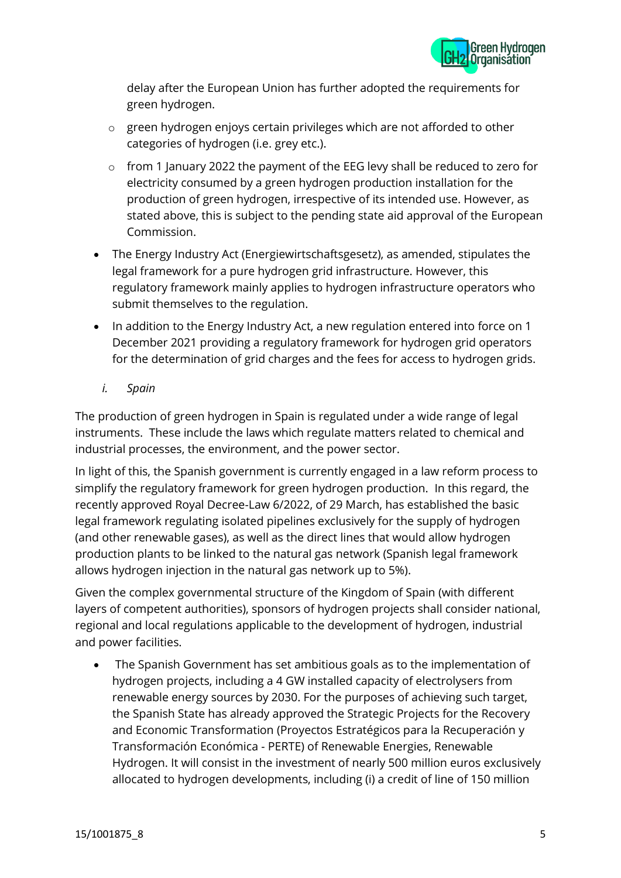delay after the European Union has further adopted the requirements for green hydrogen.

- green hydrogen enjoys certain privileges which are not afforded to other categories of hydrogen (i.e. grey etc.).
- from 1 January 2022 the payment of the EEG levy shall be reduced to zero for electricity consumed by a green hydrogen production installation for the production of green hydrogen, irrespective of its intended use. However, as stated above, this is subject to the pending state aid approval of the European Commission.

- The Energy Industry Act (Energiewirtschaftsgesetz), as amended, stipulates the legal framework for a pure hydrogen grid infrastructure. However, this regulatory framework mainly applies to hydrogen infrastructure operators who submit themselves to the regulation.
- In addition to the Energy Industry Act, a new regulation entered into force on 1 December 2021 providing a regulatory framework for hydrogen grid operators for the determination of grid charges and the fees for access to hydrogen grids.

*i. Spain*

The production of green hydrogen in Spain is regulated under a wide range of legal instruments. These include the laws which regulate matters related to chemical and industrial processes, the environment, and the power sector.

In light of this, the Spanish government is currently engaged in a law reform process to simplify the regulatory framework for green hydrogen production. In this regard, the recently approved Royal Decree-Law 6/2022, of 29 March, has established the basic legal framework regulating isolated pipelines exclusively for the supply of hydrogen (and other renewable gases), as well as the direct lines that would allow hydrogen production plants to be linked to the natural gas network (Spanish legal framework allows hydrogen injection in the natural gas network up to 5%).

Given the complex governmental structure of the Kingdom of Spain (with different layers of competent authorities), sponsors of hydrogen projects shall consider national, regional and local regulations applicable to the development of hydrogen, industrial and power facilities.

- The Spanish Government has set ambitious goals as to the implementation of hydrogen projects, including a 4 GW installed capacity of electrolysers from renewable energy sources by 2030. For the purposes of achieving such target, the Spanish State has already approved the Strategic Projects for the Recovery and Economic Transformation (Proyectos Estratégicos para la Recuperación y Transformación Económica - PERTE) of Renewable Energies, Renewable Hydrogen. It will consist in the investment of nearly 500 million euros exclusively allocated to hydrogen developments, including (i) a credit of line of 150 million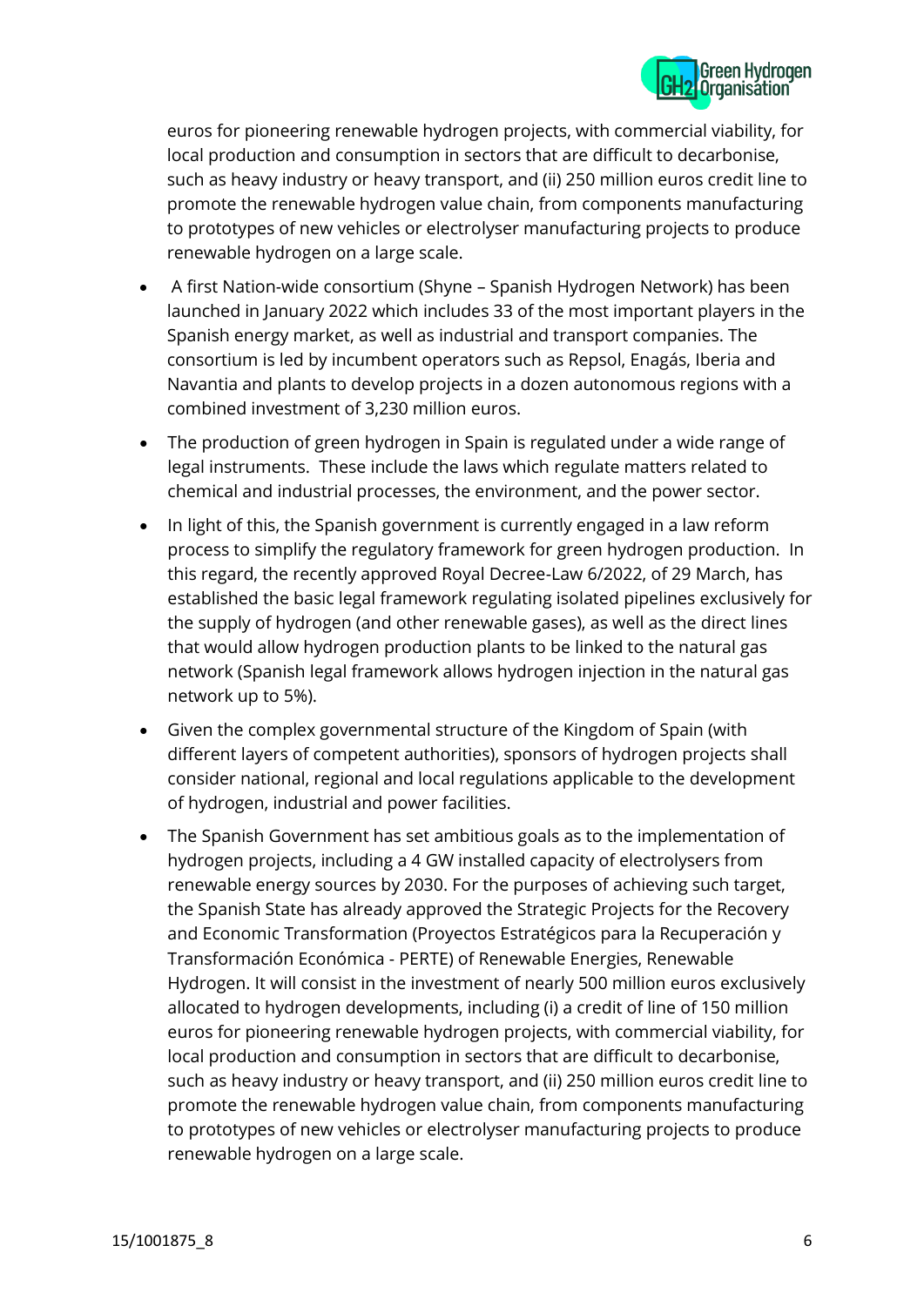euros for pioneering renewable hydrogen projects, with commercial viability, for local production and consumption in sectors that are difficult to decarbonise, such as heavy industry or heavy transport, and (ii) 250 million euros credit line to promote the renewable hydrogen value chain, from components manufacturing to prototypes of new vehicles or electrolyser manufacturing projects to produce renewable hydrogen on a large scale.

- A first Nation-wide consortium (Shyne – Spanish Hydrogen Network) has been launched in January 2022 which includes 33 of the most important players in the Spanish energy market, as well as industrial and transport companies. The consortium is led by incumbent operators such as Repsol, Enagás, Iberia and Navantia and plants to develop projects in a dozen autonomous regions with a combined investment of 3,230 million euros.
- The production of green hydrogen in Spain is regulated under a wide range of legal instruments. These include the laws which regulate matters related to chemical and industrial processes, the environment, and the power sector.
- In light of this, the Spanish government is currently engaged in a law reform process to simplify the regulatory framework for green hydrogen production. In this regard, the recently approved Royal Decree-Law 6/2022, of 29 March, has established the basic legal framework regulating isolated pipelines exclusively for the supply of hydrogen (and other renewable gases), as well as the direct lines that would allow hydrogen production plants to be linked to the natural gas network (Spanish legal framework allows hydrogen injection in the natural gas network up to 5%).
- Given the complex governmental structure of the Kingdom of Spain (with different layers of competent authorities), sponsors of hydrogen projects shall consider national, regional and local regulations applicable to the development of hydrogen, industrial and power facilities.
- The Spanish Government has set ambitious goals as to the implementation of hydrogen projects, including a 4 GW installed capacity of electrolysers from renewable energy sources by 2030. For the purposes of achieving such target, the Spanish State has already approved the Strategic Projects for the Recovery and Economic Transformation (Proyectos Estratégicos para la Recuperación y Transformación Económica - PERTE) of Renewable Energies, Renewable Hydrogen. It will consist in the investment of nearly 500 million euros exclusively allocated to hydrogen developments, including (i) a credit of line of 150 million euros for pioneering renewable hydrogen projects, with commercial viability, for local production and consumption in sectors that are difficult to decarbonise, such as heavy industry or heavy transport, and (ii) 250 million euros credit line to promote the renewable hydrogen value chain, from components manufacturing to prototypes of new vehicles or electrolyser manufacturing projects to produce renewable hydrogen on a large scale.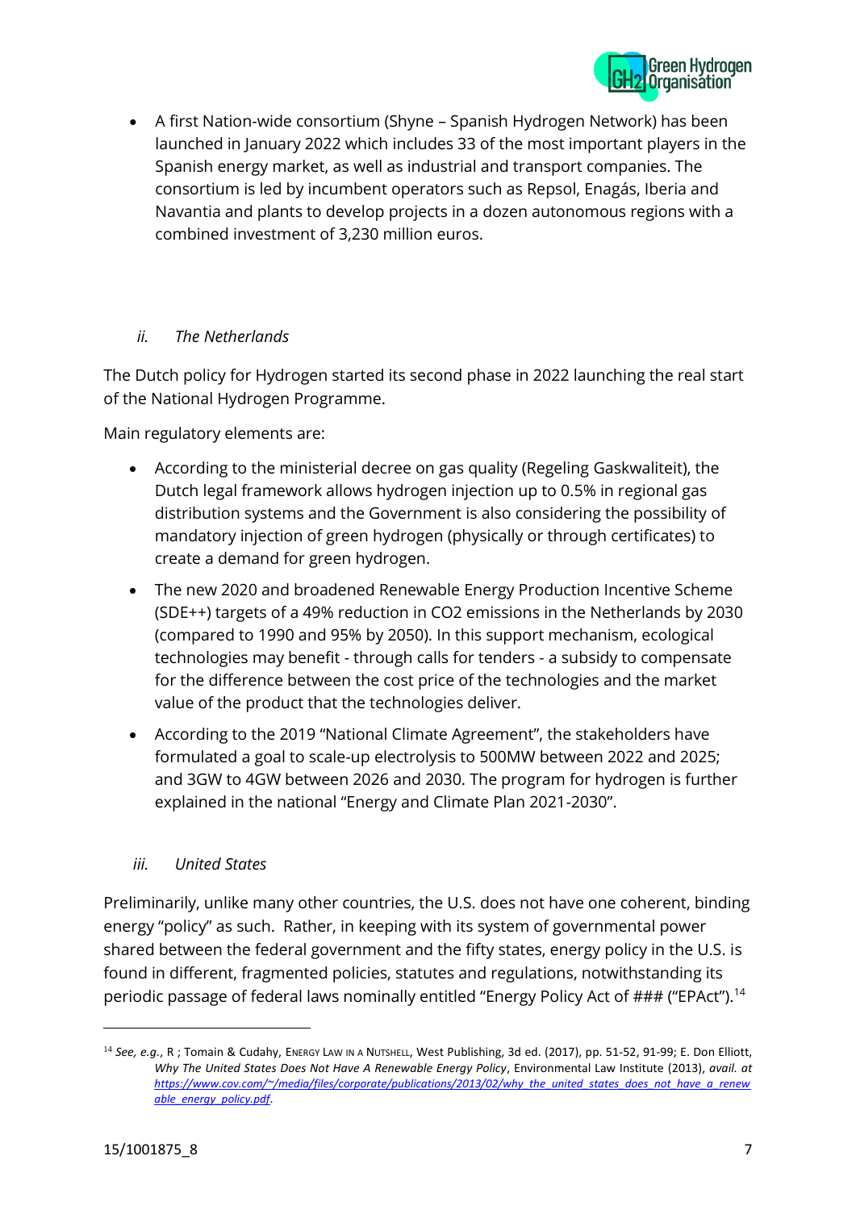- A first Nation-wide consortium (Shyne – Spanish Hydrogen Network) has been launched in January 2022 which includes 33 of the most important players in the Spanish energy market, as well as industrial and transport companies. The consortium is led by incumbent operators such as Repsol, Enagás, Iberia and Navantia and plants to develop projects in a dozen autonomous regions with a combined investment of 3,230 million euros.

### *ii. The Netherlands*

The Dutch policy for Hydrogen started its second phase in 2022 launching the real start of the National Hydrogen Programme.

Main regulatory elements are:

- According to the ministerial decree on gas quality (Regeling Gaskwaliteit), the Dutch legal framework allows hydrogen injection up to 0.5% in regional gas distribution systems and the Government is also considering the possibility of mandatory injection of green hydrogen (physically or through certificates) to create a demand for green hydrogen.
- The new 2020 and broadened Renewable Energy Production Incentive Scheme (SDE++) targets of a 49% reduction in $CO_2$ emissions in the Netherlands by 2030 (compared to 1990 and 95% by 2050). In this support mechanism, ecological technologies may benefit - through calls for tenders - a subsidy to compensate for the difference between the cost price of the technologies and the market value of the product that the technologies deliver.
- According to the 2019 "National Climate Agreement", the stakeholders have formulated a goal to scale-up electrolysis to 500MW between 2022 and 2025; and 3GW to 4GW between 2026 and 2030. The program for hydrogen is further explained in the national "Energy and Climate Plan 2021-2030".

### *iii. United States*

Preliminarily, unlike many other countries, the U.S. does not have one coherent, binding energy "policy" as such. Rather, in keeping with its system of governmental power shared between the federal government and the fifty states, energy policy in the U.S. is found in different, fragmented policies, statutes and regulations, notwithstanding its periodic passage of federal laws nominally entitled "Energy Policy Act of ### ("EPAct").[14]

---

[14] *See, e.g.*, R ; Tomain & Cudahy, ENERGY LAW IN A NUTSHELL, West Publishing, 3d ed. (2017), pp. 51-52, 91-99; E. Don Elliott, *Why The United States Does Not Have A Renewable Energy Policy*, Environmental Law Institute (2013), *avail. at* *https://www.cov.com/~/media/files/corporate/publications/2013/02/why_the_united_states_does_not_have_a_renewable_energy_policy.pdf*.

15/1001875_8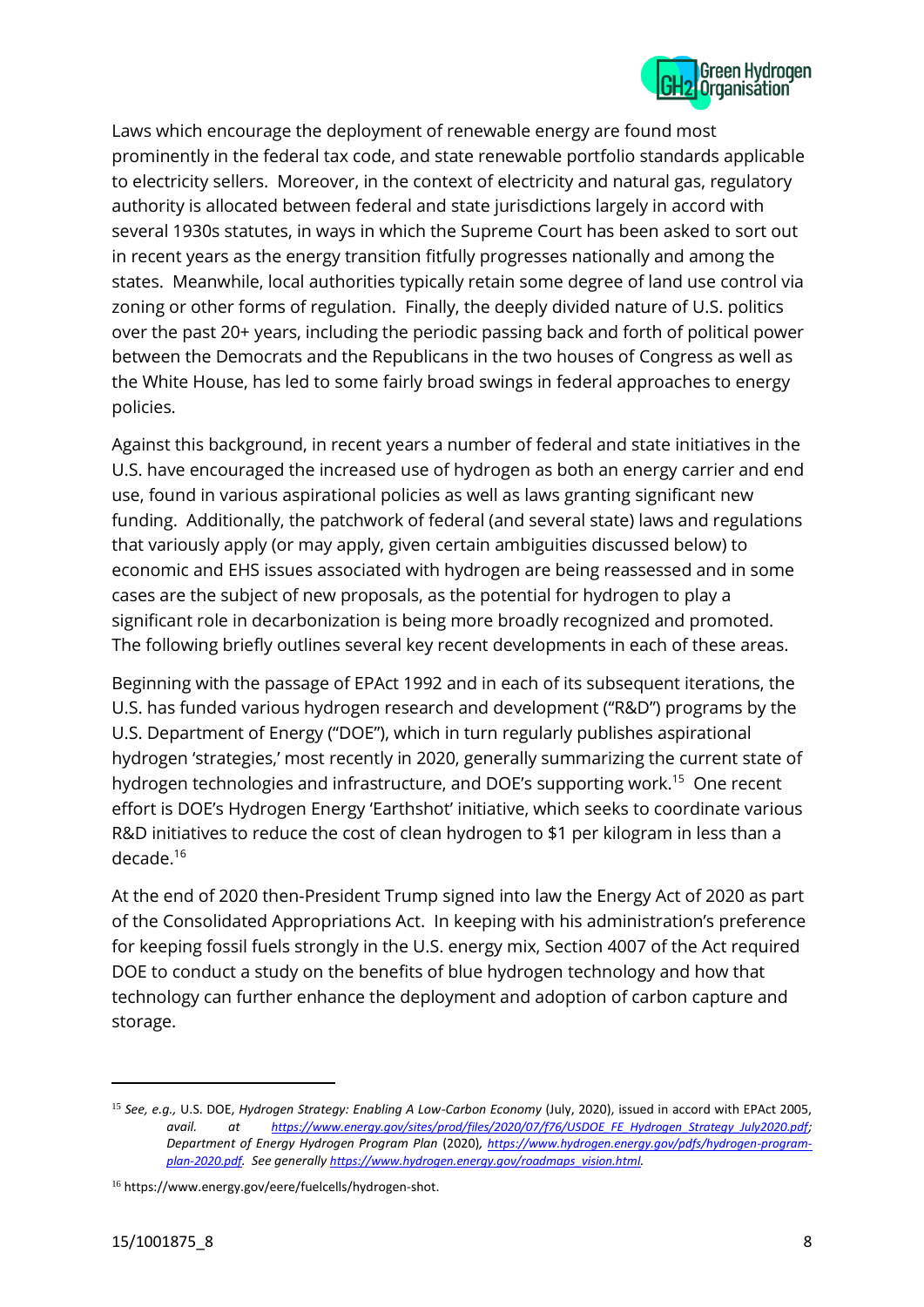Laws which encourage the deployment of renewable energy are found most prominently in the federal tax code, and state renewable portfolio standards applicable to electricity sellers. Moreover, in the context of electricity and natural gas, regulatory authority is allocated between federal and state jurisdictions largely in accord with several 1930s statutes, in ways in which the Supreme Court has been asked to sort out in recent years as the energy transition fitfully progresses nationally and among the states. Meanwhile, local authorities typically retain some degree of land use control via zoning or other forms of regulation. Finally, the deeply divided nature of U.S. politics over the past 20+ years, including the periodic passing back and forth of political power between the Democrats and the Republicans in the two houses of Congress as well as the White House, has led to some fairly broad swings in federal approaches to energy policies.

Against this background, in recent years a number of federal and state initiatives in the U.S. have encouraged the increased use of hydrogen as both an energy carrier and end use, found in various aspirational policies as well as laws granting significant new funding. Additionally, the patchwork of federal (and several state) laws and regulations that variously apply (or may apply, given certain ambiguities discussed below) to economic and EHS issues associated with hydrogen are being reassessed and in some cases are the subject of new proposals, as the potential for hydrogen to play a significant role in decarbonization is being more broadly recognized and promoted. The following briefly outlines several key recent developments in each of these areas.

Beginning with the passage of EPAct 1992 and in each of its subsequent iterations, the U.S. has funded various hydrogen research and development ("R&D") programs by the U.S. Department of Energy ("DOE"), which in turn regularly publishes aspirational hydrogen 'strategies,' most recently in 2020, generally summarizing the current state of hydrogen technologies and infrastructure, and DOE's supporting work.[15] One recent effort is DOE's Hydrogen Energy 'Earthshot' initiative, which seeks to coordinate various R&D initiatives to reduce the cost of clean hydrogen to $1 per kilogram in less than a decade.[16]

At the end of 2020 then-President Trump signed into law the Energy Act of 2020 as part of the Consolidated Appropriations Act. In keeping with his administration's preference for keeping fossil fuels strongly in the U.S. energy mix, Section 4007 of the Act required DOE to conduct a study on the benefits of blue hydrogen technology and how that technology can further enhance the deployment and adoption of carbon capture and storage.

---

[15] *See, e.g.,* U.S. DOE, *Hydrogen Strategy: Enabling A Low-Carbon Economy* (July, 2020), issued in accord with EPAct 2005, *avail. at https://www.energy.gov/sites/prod/files/2020/07/f76/USDOE_FE_Hydrogen_Strategy_July2020.pdf; Department of Energy Hydrogen Program Plan* (2020)*, https://www.hydrogen.energy.gov/pdfs/hydrogen-program-plan-2020.pdf. See generally https://www.hydrogen.energy.gov/roadmaps_vision.html.*

[16] https://www.energy.gov/eere/fuelcells/hydrogen-shot.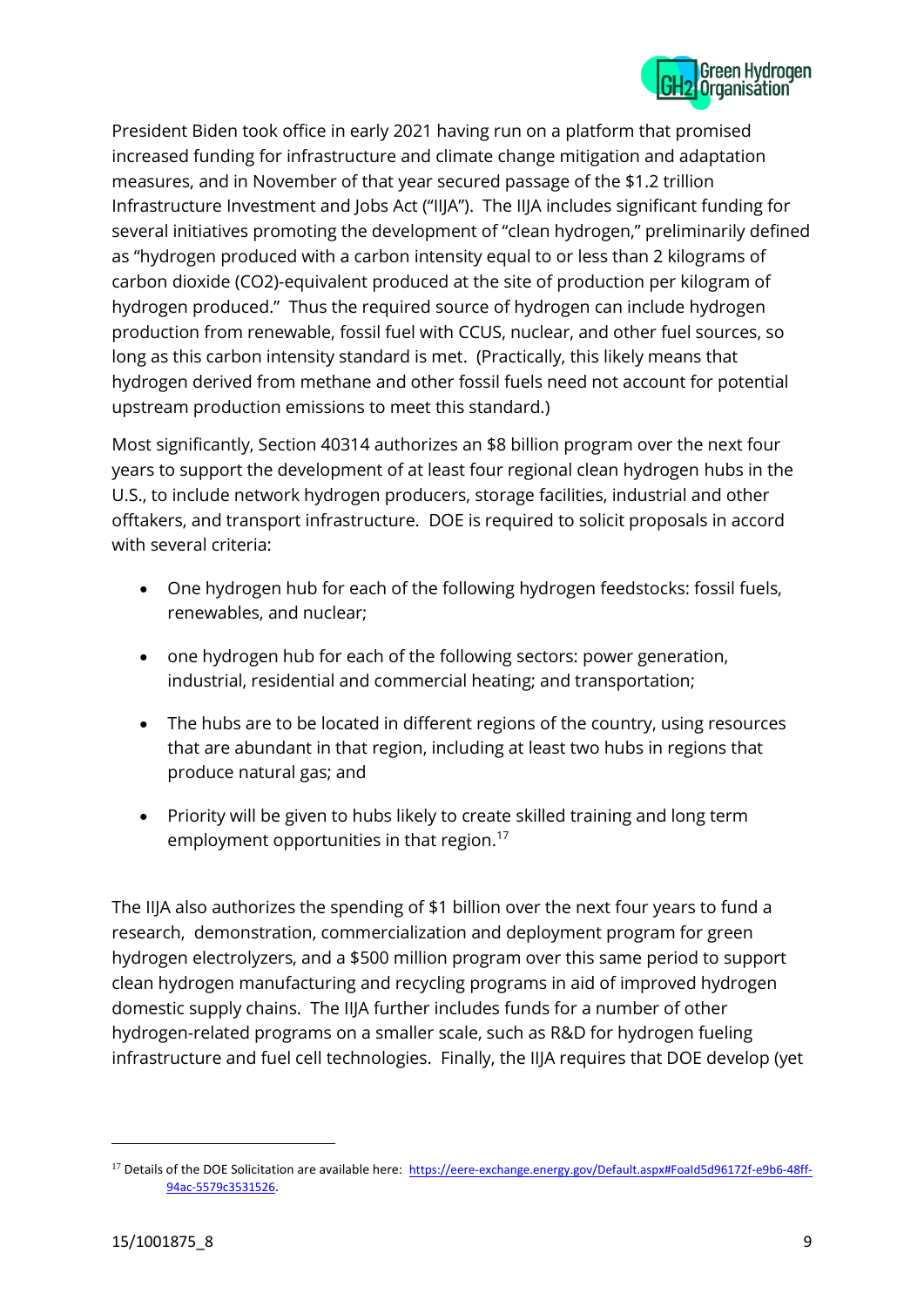President Biden took office in early 2021 having run on a platform that promised increased funding for infrastructure and climate change mitigation and adaptation measures, and in November of that year secured passage of the $1.2 trillion Infrastructure Investment and Jobs Act ("IIJA"). The IIJA includes significant funding for several initiatives promoting the development of "clean hydrogen," preliminarily defined as "hydrogen produced with a carbon intensity equal to or less than 2 kilograms of carbon dioxide (CO2)-equivalent produced at the site of production per kilogram of hydrogen produced." Thus the required source of hydrogen can include hydrogen production from renewable, fossil fuel with CCUS, nuclear, and other fuel sources, so long as this carbon intensity standard is met. (Practically, this likely means that hydrogen derived from methane and other fossil fuels need not account for potential upstream production emissions to meet this standard.)

Most significantly, Section 40314 authorizes an $8 billion program over the next four years to support the development of at least four regional clean hydrogen hubs in the U.S., to include network hydrogen producers, storage facilities, industrial and other offtakers, and transport infrastructure. DOE is required to solicit proposals in accord with several criteria:

- One hydrogen hub for each of the following hydrogen feedstocks: fossil fuels, renewables, and nuclear;
- one hydrogen hub for each of the following sectors: power generation, industrial, residential and commercial heating; and transportation;
- The hubs are to be located in different regions of the country, using resources that are abundant in that region, including at least two hubs in regions that produce natural gas; and
- Priority will be given to hubs likely to create skilled training and long term employment opportunities in that region.[17]

The IIJA also authorizes the spending of $1 billion over the next four years to fund a research, demonstration, commercialization and deployment program for green hydrogen electrolyzers, and a $500 million program over this same period to support clean hydrogen manufacturing and recycling programs in aid of improved hydrogen domestic supply chains. The IIJA further includes funds for a number of other hydrogen-related programs on a smaller scale, such as R&D for hydrogen fueling infrastructure and fuel cell technologies. Finally, the IIJA requires that DOE develop (yet

[17] Details of the DOE Solicitation are available here: https://eere-exchange.energy.gov/Default.aspx#FoaId5d96172f-e9b6-48ff-94ac-5579c3531526.

15/1001875_8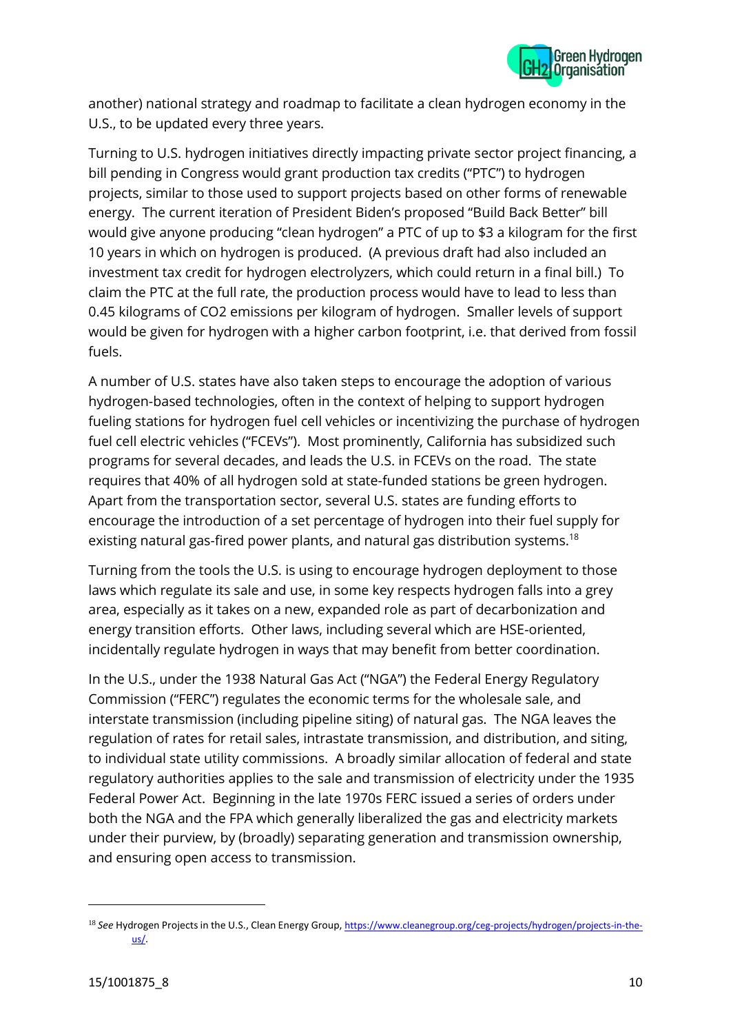another) national strategy and roadmap to facilitate a clean hydrogen economy in the U.S., to be updated every three years.

Turning to U.S. hydrogen initiatives directly impacting private sector project financing, a bill pending in Congress would grant production tax credits ("PTC") to hydrogen projects, similar to those used to support projects based on other forms of renewable energy. The current iteration of President Biden's proposed "Build Back Better" bill would give anyone producing "clean hydrogen" a PTC of up to $3 a kilogram for the first 10 years in which on hydrogen is produced. (A previous draft had also included an investment tax credit for hydrogen electrolyzers, which could return in a final bill.) To claim the PTC at the full rate, the production process would have to lead to less than 0.45 kilograms of $CO_2$ emissions per kilogram of hydrogen. Smaller levels of support would be given for hydrogen with a higher carbon footprint, i.e. that derived from fossil fuels.

A number of U.S. states have also taken steps to encourage the adoption of various hydrogen-based technologies, often in the context of helping to support hydrogen fueling stations for hydrogen fuel cell vehicles or incentivizing the purchase of hydrogen fuel cell electric vehicles ("FCEVs"). Most prominently, California has subsidized such programs for several decades, and leads the U.S. in FCEVs on the road. The state requires that 40% of all hydrogen sold at state-funded stations be green hydrogen. Apart from the transportation sector, several U.S. states are funding efforts to encourage the introduction of a set percentage of hydrogen into their fuel supply for existing natural gas-fired power plants, and natural gas distribution systems.[18]

Turning from the tools the U.S. is using to encourage hydrogen deployment to those laws which regulate its sale and use, in some key respects hydrogen falls into a grey area, especially as it takes on a new, expanded role as part of decarbonization and energy transition efforts. Other laws, including several which are HSE-oriented, incidentally regulate hydrogen in ways that may benefit from better coordination.

In the U.S., under the 1938 Natural Gas Act ("NGA") the Federal Energy Regulatory Commission ("FERC") regulates the economic terms for the wholesale sale, and interstate transmission (including pipeline siting) of natural gas. The NGA leaves the regulation of rates for retail sales, intrastate transmission, and distribution, and siting, to individual state utility commissions. A broadly similar allocation of federal and state regulatory authorities applies to the sale and transmission of electricity under the 1935 Federal Power Act. Beginning in the late 1970s FERC issued a series of orders under both the NGA and the FPA which generally liberalized the gas and electricity markets under their purview, by (broadly) separating generation and transmission ownership, and ensuring open access to transmission.

---

[18] *See* Hydrogen Projects in the U.S., Clean Energy Group, https://www.cleanegroup.org/ceg-projects/hydrogen/projects-in-the-us/.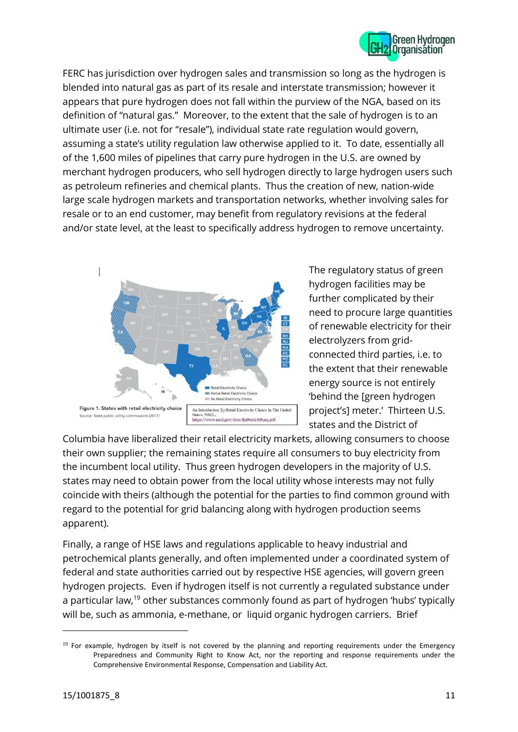FERC has jurisdiction over hydrogen sales and transmission so long as the hydrogen is blended into natural gas as part of its resale and interstate transmission; however it appears that pure hydrogen does not fall within the purview of the NGA, based on its definition of "natural gas." Moreover, to the extent that the sale of hydrogen is to an ultimate user (i.e. not for "resale"), individual state rate regulation would govern, assuming a state's utility regulation law otherwise applied to it. To date, essentially all of the 1,600 miles of pipelines that carry pure hydrogen in the U.S. are owned by merchant hydrogen producers, who sell hydrogen directly to large hydrogen users such as petroleum refineries and chemical plants. Thus the creation of new, nation-wide large scale hydrogen markets and transportation networks, whether involving sales for resale or to an end customer, may benefit from regulatory revisions at the federal and/or state level, at the least to specifically address hydrogen to remove uncertainty.

Figure 1. States with retail electricity choice
Source: State public utility commissions (2017)

An Introduction To Retail Electricity Choice In The United States, NREL, https://www.nrel.gov/docs/fy18osti/68993.pdf

The regulatory status of green hydrogen facilities may be further complicated by their need to procure large quantities of renewable electricity for their electrolyzers from grid-connected third parties, i.e. to the extent that their renewable energy source is not entirely 'behind the [green hydrogen project's] meter.' Thirteen U.S. states and the District of Columbia have liberalized their retail electricity markets, allowing consumers to choose their own supplier; the remaining states require all consumers to buy electricity from the incumbent local utility. Thus green hydrogen developers in the majority of U.S. states may need to obtain power from the local utility whose interests may not fully coincide with theirs (although the potential for the parties to find common ground with regard to the potential for grid balancing along with hydrogen production seems apparent).

Finally, a range of HSE laws and regulations applicable to heavy industrial and petrochemical plants generally, and often implemented under a coordinated system of federal and state authorities carried out by respective HSE agencies, will govern green hydrogen projects. Even if hydrogen itself is not currently a regulated substance under a particular law,[19] other substances commonly found as part of hydrogen 'hubs' typically will be, such as ammonia, e-methane, or liquid organic hydrogen carriers. Brief

[19] For example, hydrogen by itself is not covered by the planning and reporting requirements under the Emergency Preparedness and Community Right to Know Act, nor the reporting and response requirements under the Comprehensive Environmental Response, Compensation and Liability Act.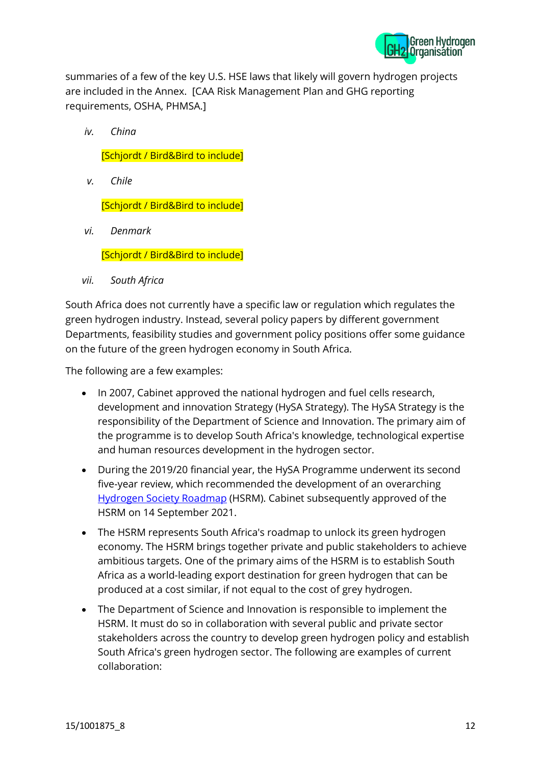summaries of a few of the key U.S. HSE laws that likely will govern hydrogen projects are included in the Annex. [CAA Risk Management Plan and GHG reporting requirements, OSHA, PHMSA.]

iv. *China*

[Schjordt / Bird&Bird to include]

v. *Chile*

[Schjordt / Bird&Bird to include]

vi. *Denmark*

[Schjordt / Bird&Bird to include]

vii. *South Africa*

South Africa does not currently have a specific law or regulation which regulates the green hydrogen industry. Instead, several policy papers by different government Departments, feasibility studies and government policy positions offer some guidance on the future of the green hydrogen economy in South Africa.

The following are a few examples:

- In 2007, Cabinet approved the national hydrogen and fuel cells research, development and innovation Strategy (HySA Strategy). The HySA Strategy is the responsibility of the Department of Science and Innovation. The primary aim of the programme is to develop South Africa's knowledge, technological expertise and human resources development in the hydrogen sector.
- During the 2019/20 financial year, the HySA Programme underwent its second five-year review, which recommended the development of an overarching Hydrogen Society Roadmap (HSRM). Cabinet subsequently approved of the HSRM on 14 September 2021.
- The HSRM represents South Africa's roadmap to unlock its green hydrogen economy. The HSRM brings together private and public stakeholders to achieve ambitious targets. One of the primary aims of the HSRM is to establish South Africa as a world-leading export destination for green hydrogen that can be produced at a cost similar, if not equal to the cost of grey hydrogen.
- The Department of Science and Innovation is responsible to implement the HSRM. It must do so in collaboration with several public and private sector stakeholders across the country to develop green hydrogen policy and establish South Africa's green hydrogen sector. The following are examples of current collaboration: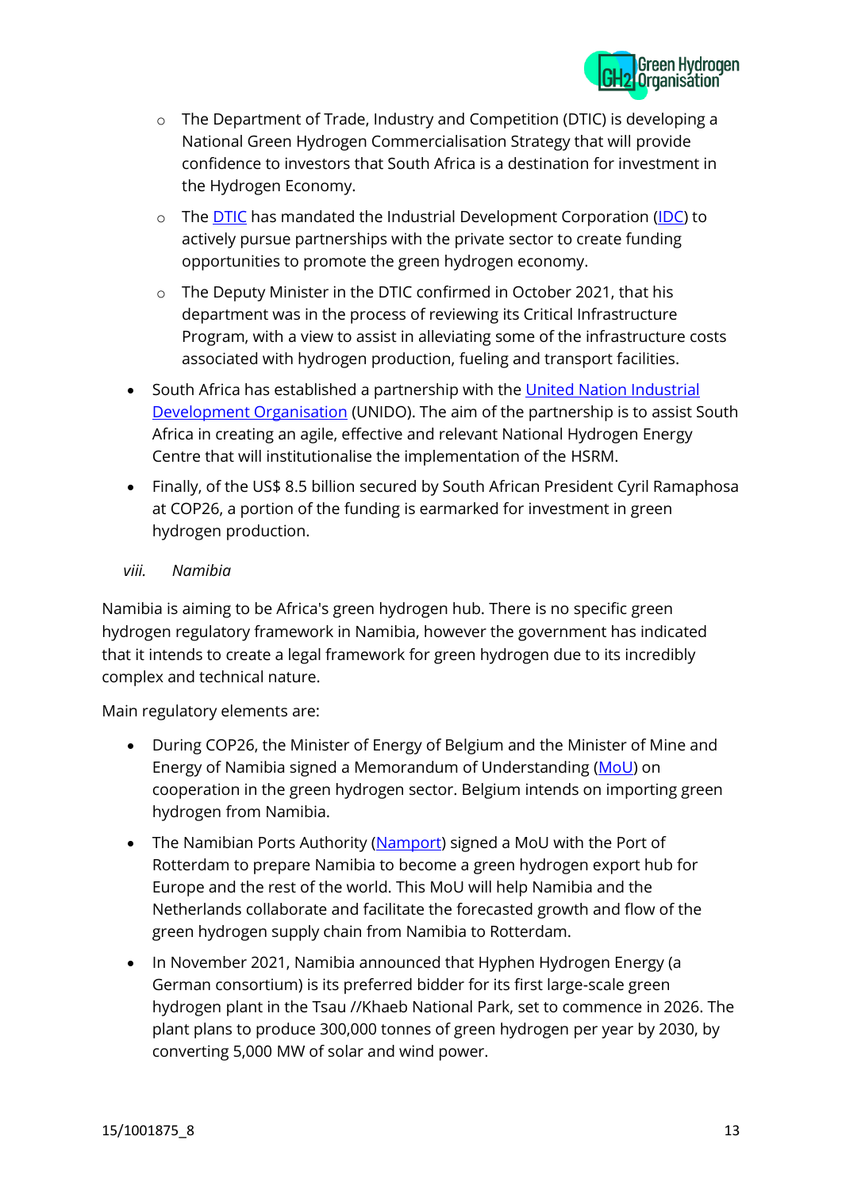- The Department of Trade, Industry and Competition (DTIC) is developing a National Green Hydrogen Commercialisation Strategy that will provide confidence to investors that South Africa is a destination for investment in the Hydrogen Economy.
   - The DTIC has mandated the Industrial Development Corporation (IDC) to actively pursue partnerships with the private sector to create funding opportunities to promote the green hydrogen economy.
   - The Deputy Minister in the DTIC confirmed in October 2021, that his department was in the process of reviewing its Critical Infrastructure Program, with a view to assist in alleviating some of the infrastructure costs associated with hydrogen production, fueling and transport facilities.
- South Africa has established a partnership with the United Nation Industrial Development Organisation (UNIDO). The aim of the partnership is to assist South Africa in creating an agile, effective and relevant National Hydrogen Energy Centre that will institutionalise the implementation of the HSRM.
- Finally, of the US$ 8.5 billion secured by South African President Cyril Ramaphosa at COP26, a portion of the funding is earmarked for investment in green hydrogen production.

*viii. Namibia*

Namibia is aiming to be Africa's green hydrogen hub. There is no specific green hydrogen regulatory framework in Namibia, however the government has indicated that it intends to create a legal framework for green hydrogen due to its incredibly complex and technical nature.

Main regulatory elements are:

- During COP26, the Minister of Energy of Belgium and the Minister of Mine and Energy of Namibia signed a Memorandum of Understanding (MoU) on cooperation in the green hydrogen sector. Belgium intends on importing green hydrogen from Namibia.
- The Namibian Ports Authority (Namport) signed a MoU with the Port of Rotterdam to prepare Namibia to become a green hydrogen export hub for Europe and the rest of the world. This MoU will help Namibia and the Netherlands collaborate and facilitate the forecasted growth and flow of the green hydrogen supply chain from Namibia to Rotterdam.
- In November 2021, Namibia announced that Hyphen Hydrogen Energy (a German consortium) is its preferred bidder for its first large-scale green hydrogen plant in the Tsau //Khaeb National Park, set to commence in 2026. The plant plans to produce 300,000 tonnes of green hydrogen per year by 2030, by converting 5,000 MW of solar and wind power.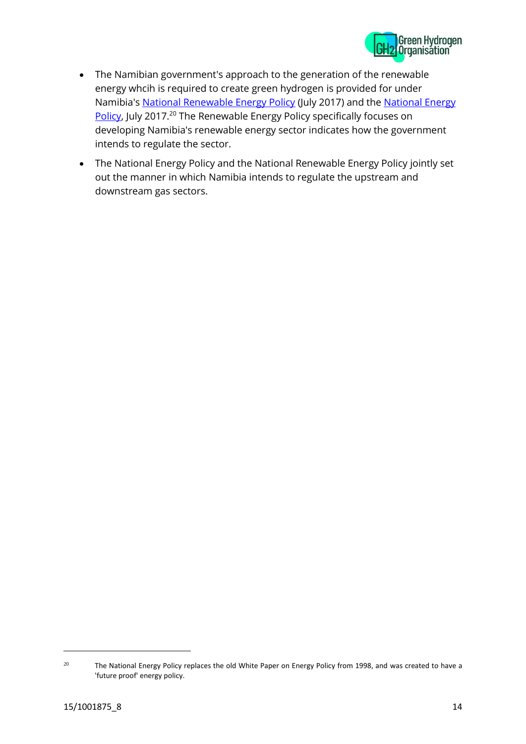- The Namibian government's approach to the generation of the renewable energy whcih is required to create green hydrogen is provided for under Namibia's National Renewable Energy Policy (July 2017) and the National Energy Policy, July 2017.[20] The Renewable Energy Policy specifically focuses on developing Namibia's renewable energy sector indicates how the government intends to regulate the sector.
- The National Energy Policy and the National Renewable Energy Policy jointly set out the manner in which Namibia intends to regulate the upstream and downstream gas sectors.

[20] The National Energy Policy replaces the old White Paper on Energy Policy from 1998, and was created to have a 'future proof' energy policy.

15/1001875_8